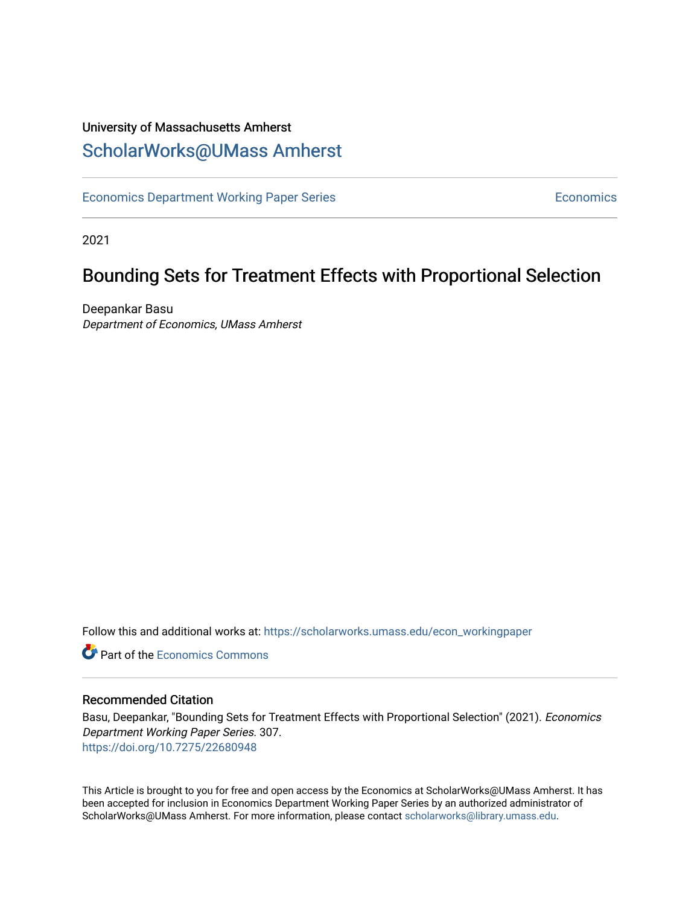University of Massachusetts Amherst

ScholarWorks@UMass Amherst

Economics Department Working Paper Series | Economics

2021

# Bounding Sets for Treatment Effects with Proportional Selection

Deepankar Basu

*Department of Economics, UMass Amherst*

Follow this and additional works at: https://scholarworks.umass.edu/econ_workingpaper

Part of the Economics Commons

## Recommended Citation

Basu, Deepankar, "Bounding Sets for Treatment Effects with Proportional Selection" (2021). *Economics Department Working Paper Series*. 307.

https://doi.org/10.7275/22680948

This Article is brought to you for free and open access by the Economics at ScholarWorks@UMass Amherst. It has been accepted for inclusion in Economics Department Working Paper Series by an authorized administrator of ScholarWorks@UMass Amherst. For more information, please contact scholarworks@library.umass.edu.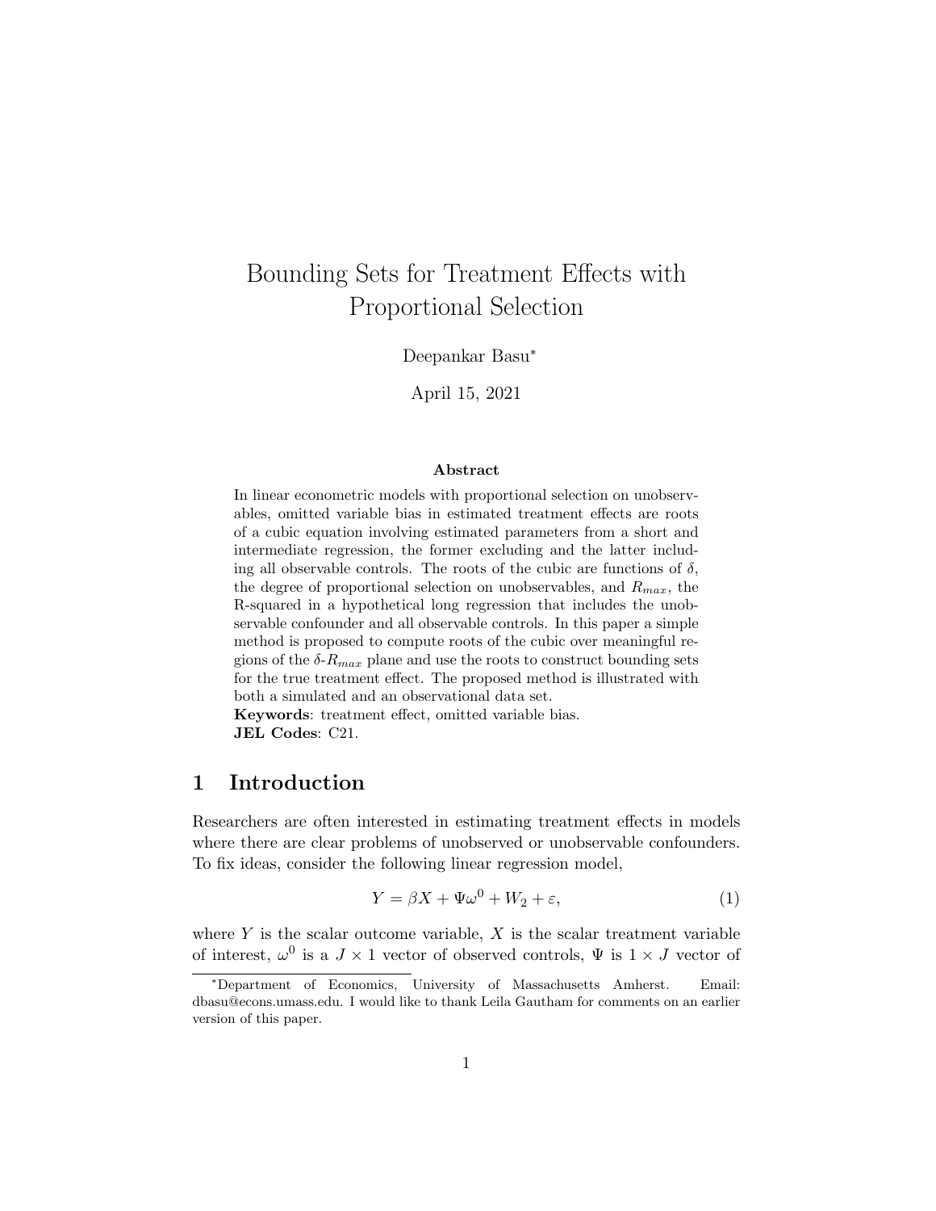# Bounding Sets for Treatment Effects with Proportional Selection

Deepankar Basu*

April 15, 2021

### Abstract

In linear econometric models with proportional selection on unobservables, omitted variable bias in estimated treatment effects are roots of a cubic equation involving estimated parameters from a short and intermediate regression, the former excluding and the latter including all observable controls. The roots of the cubic are functions of $\delta$, the degree of proportional selection on unobservables, and $R_{max}$, the R-squared in a hypothetical long regression that includes the unobservable confounder and all observable controls. In this paper a simple method is proposed to compute roots of the cubic over meaningful regions of the $\delta$-$R_{max}$ plane and use the roots to construct bounding sets for the true treatment effect. The proposed method is illustrated with both a simulated and an observational data set.

**Keywords**: treatment effect, omitted variable bias.

**JEL Codes**: C21.

## 1 Introduction

Researchers are often interested in estimating treatment effects in models where there are clear problems of unobserved or unobservable confounders. To fix ideas, consider the following linear regression model,

$$Y = \beta X + \Psi \omega^0 + W_2 + \varepsilon, \tag{1}$$

where $Y$ is the scalar outcome variable, $X$ is the scalar treatment variable of interest, $\omega^0$ is a $J \times 1$ vector of observed controls, $\Psi$ is $1 \times J$ vector of

---

*Department of Economics, University of Massachusetts Amherst. Email: dbasu@econs.umass.edu. I would like to thank Leila Gautham for comments on an earlier version of this paper.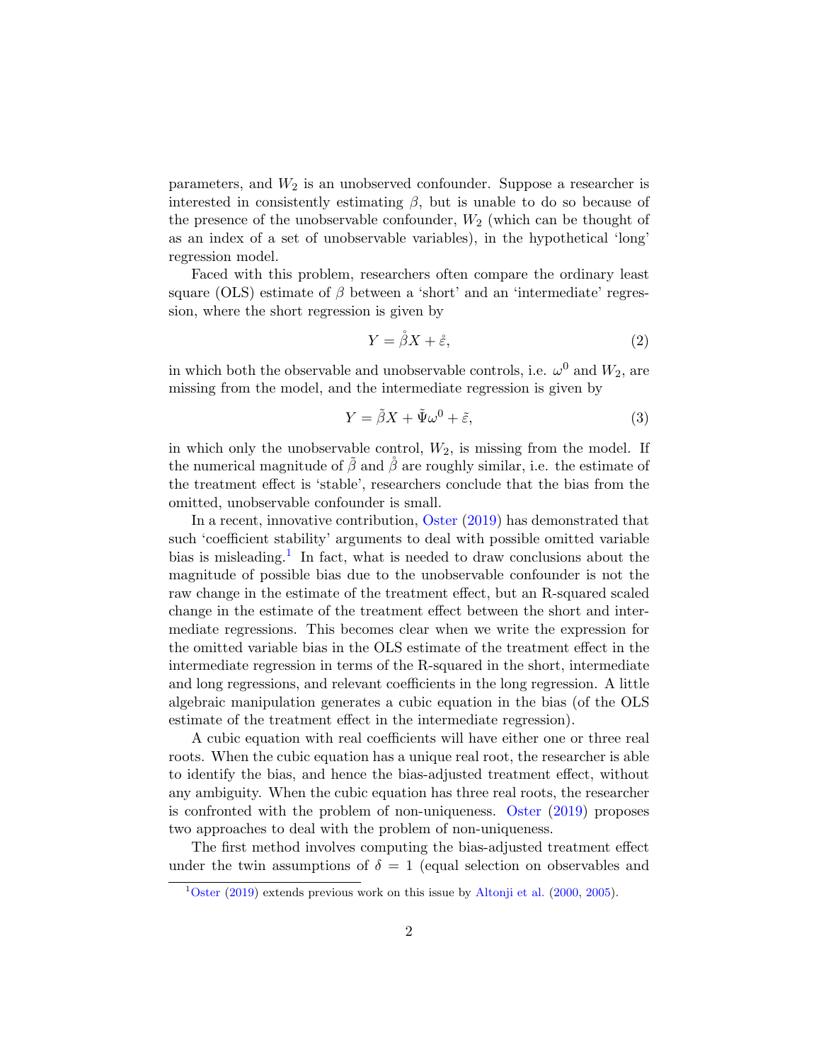parameters, and $W_2$ is an unobserved confounder. Suppose a researcher is interested in consistently estimating $\beta$, but is unable to do so because of the presence of the unobservable confounder, $W_2$ (which can be thought of as an index of a set of unobservable variables), in the hypothetical 'long' regression model.

Faced with this problem, researchers often compare the ordinary least square (OLS) estimate of $\beta$ between a 'short' and an 'intermediate' regression, where the short regression is given by

$$Y = \mathring{\beta} X + \mathring{\varepsilon}, \tag{2}$$

in which both the observable and unobservable controls, i.e. $\omega^0$ and $W_2$, are missing from the model, and the intermediate regression is given by

$$Y = \tilde{\beta} X + \tilde{\Psi} \omega^0 + \tilde{\varepsilon}, \tag{3}$$

in which only the unobservable control, $W_2$, is missing from the model. If the numerical magnitude of $\tilde{\beta}$ and $\mathring{\beta}$ are roughly similar, i.e. the estimate of the treatment effect is 'stable', researchers conclude that the bias from the omitted, unobservable confounder is small.

In a recent, innovative contribution, Oster (2019) has demonstrated that such 'coefficient stability' arguments to deal with possible omitted variable bias is misleading.[1] In fact, what is needed to draw conclusions about the magnitude of possible bias due to the unobservable confounder is not the raw change in the estimate of the treatment effect, but an R-squared scaled change in the estimate of the treatment effect between the short and intermediate regressions. This becomes clear when we write the expression for the omitted variable bias in the OLS estimate of the treatment effect in the intermediate regression in terms of the R-squared in the short, intermediate and long regressions, and relevant coefficients in the long regression. A little algebraic manipulation generates a cubic equation in the bias (of the OLS estimate of the treatment effect in the intermediate regression).

A cubic equation with real coefficients will have either one or three real roots. When the cubic equation has a unique real root, the researcher is able to identify the bias, and hence the bias-adjusted treatment effect, without any ambiguity. When the cubic equation has three real roots, the researcher is confronted with the problem of non-uniqueness. Oster (2019) proposes two approaches to deal with the problem of non-uniqueness.

The first method involves computing the bias-adjusted treatment effect under the twin assumptions of $\delta = 1$ (equal selection on observables and

[1] Oster (2019) extends previous work on this issue by Altonji et al. (2000, 2005).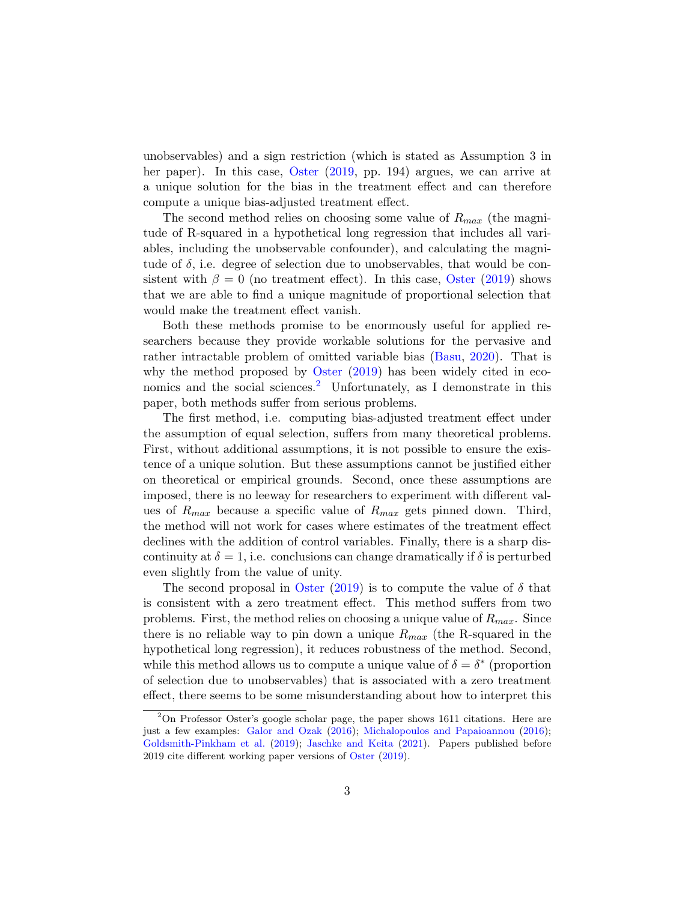unobservables) and a sign restriction (which is stated as Assumption 3 in her paper). In this case, Oster (2019, pp. 194) argues, we can arrive at a unique solution for the bias in the treatment effect and can therefore compute a unique bias-adjusted treatment effect.

The second method relies on choosing some value of $R_{max}$ (the magnitude of R-squared in a hypothetical long regression that includes all variables, including the unobservable confounder), and calculating the magnitude of $\delta$, i.e. degree of selection due to unobservables, that would be consistent with $\beta = 0$ (no treatment effect). In this case, Oster (2019) shows that we are able to find a unique magnitude of proportional selection that would make the treatment effect vanish.

Both these methods promise to be enormously useful for applied researchers because they provide workable solutions for the pervasive and rather intractable problem of omitted variable bias (Basu, 2020). That is why the method proposed by Oster (2019) has been widely cited in economics and the social sciences.[2] Unfortunately, as I demonstrate in this paper, both methods suffer from serious problems.

The first method, i.e. computing bias-adjusted treatment effect under the assumption of equal selection, suffers from many theoretical problems. First, without additional assumptions, it is not possible to ensure the existence of a unique solution. But these assumptions cannot be justified either on theoretical or empirical grounds. Second, once these assumptions are imposed, there is no leeway for researchers to experiment with different values of $R_{max}$ because a specific value of $R_{max}$ gets pinned down. Third, the method will not work for cases where estimates of the treatment effect declines with the addition of control variables. Finally, there is a sharp discontinuity at $\delta = 1$, i.e. conclusions can change dramatically if $\delta$ is perturbed even slightly from the value of unity.

The second proposal in Oster (2019) is to compute the value of $\delta$ that is consistent with a zero treatment effect. This method suffers from two problems. First, the method relies on choosing a unique value of $R_{max}$. Since there is no reliable way to pin down a unique $R_{max}$ (the R-squared in the hypothetical long regression), it reduces robustness of the method. Second, while this method allows us to compute a unique value of $\delta = \delta^*$ (proportion of selection due to unobservables) that is associated with a zero treatment effect, there seems to be some misunderstanding about how to interpret this

[2] On Professor Oster's google scholar page, the paper shows 1611 citations. Here are just a few examples: Galor and Ozak (2016); Michalopoulos and Papaioannou (2016); Goldsmith-Pinkham et al. (2019); Jaschke and Keita (2021). Papers published before 2019 cite different working paper versions of Oster (2019).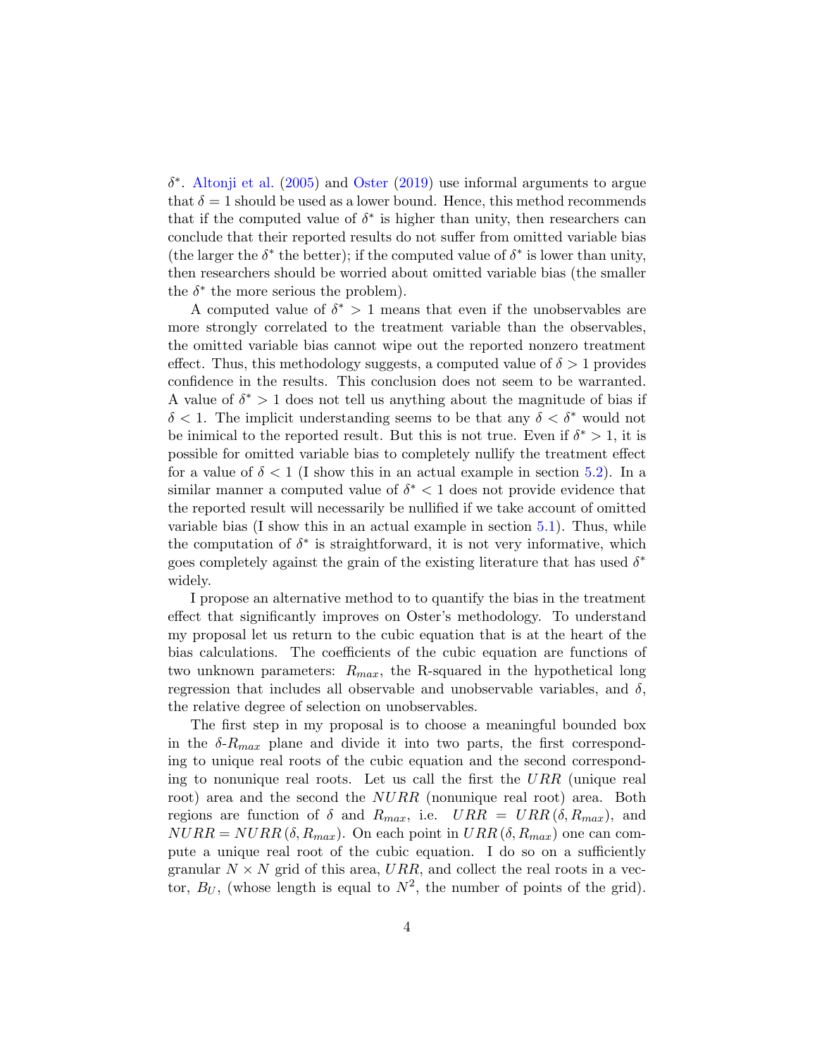$\delta^*$. Altonji et al. (2005) and Oster (2019) use informal arguments to argue that $\delta = 1$ should be used as a lower bound. Hence, this method recommends that if the computed value of $\delta^*$ is higher than unity, then researchers can conclude that their reported results do not suffer from omitted variable bias (the larger the $\delta^*$ the better); if the computed value of $\delta^*$ is lower than unity, then researchers should be worried about omitted variable bias (the smaller the $\delta^*$ the more serious the problem).

A computed value of $\delta^* > 1$ means that even if the unobservables are more strongly correlated to the treatment variable than the observables, the omitted variable bias cannot wipe out the reported nonzero treatment effect. Thus, this methodology suggests, a computed value of $\delta > 1$ provides confidence in the results. This conclusion does not seem to be warranted. A value of $\delta^* > 1$ does not tell us anything about the magnitude of bias if $\delta < 1$. The implicit understanding seems to be that any $\delta < \delta^*$ would not be inimical to the reported result. But this is not true. Even if $\delta^* > 1$, it is possible for omitted variable bias to completely nullify the treatment effect for a value of $\delta < 1$ (I show this in an actual example in section 5.2). In a similar manner a computed value of $\delta^* < 1$ does not provide evidence that the reported result will necessarily be nullified if we take account of omitted variable bias (I show this in an actual example in section 5.1). Thus, while the computation of $\delta^*$ is straightforward, it is not very informative, which goes completely against the grain of the existing literature that has used $\delta^*$ widely.

I propose an alternative method to to quantify the bias in the treatment effect that significantly improves on Oster's methodology. To understand my proposal let us return to the cubic equation that is at the heart of the bias calculations. The coefficients of the cubic equation are functions of two unknown parameters: $R_{max}$, the R-squared in the hypothetical long regression that includes all observable and unobservable variables, and $\delta$, the relative degree of selection on unobservables.

The first step in my proposal is to choose a meaningful bounded box in the $\delta$-$R_{max}$ plane and divide it into two parts, the first corresponding to unique real roots of the cubic equation and the second corresponding to nonunique real roots. Let us call the first the $URR$ (unique real root) area and the second the $NURR$ (nonunique real root) area. Both regions are function of $\delta$ and $R_{max}$, i.e. $URR = URR(\delta, R_{max})$, and $NURR = NURR(\delta, R_{max})$. On each point in $URR(\delta, R_{max})$ one can compute a unique real root of the cubic equation. I do so on a sufficiently granular $N \times N$ grid of this area, $URR$, and collect the real roots in a vector, $B_U$, (whose length is equal to $N^2$, the number of points of the grid).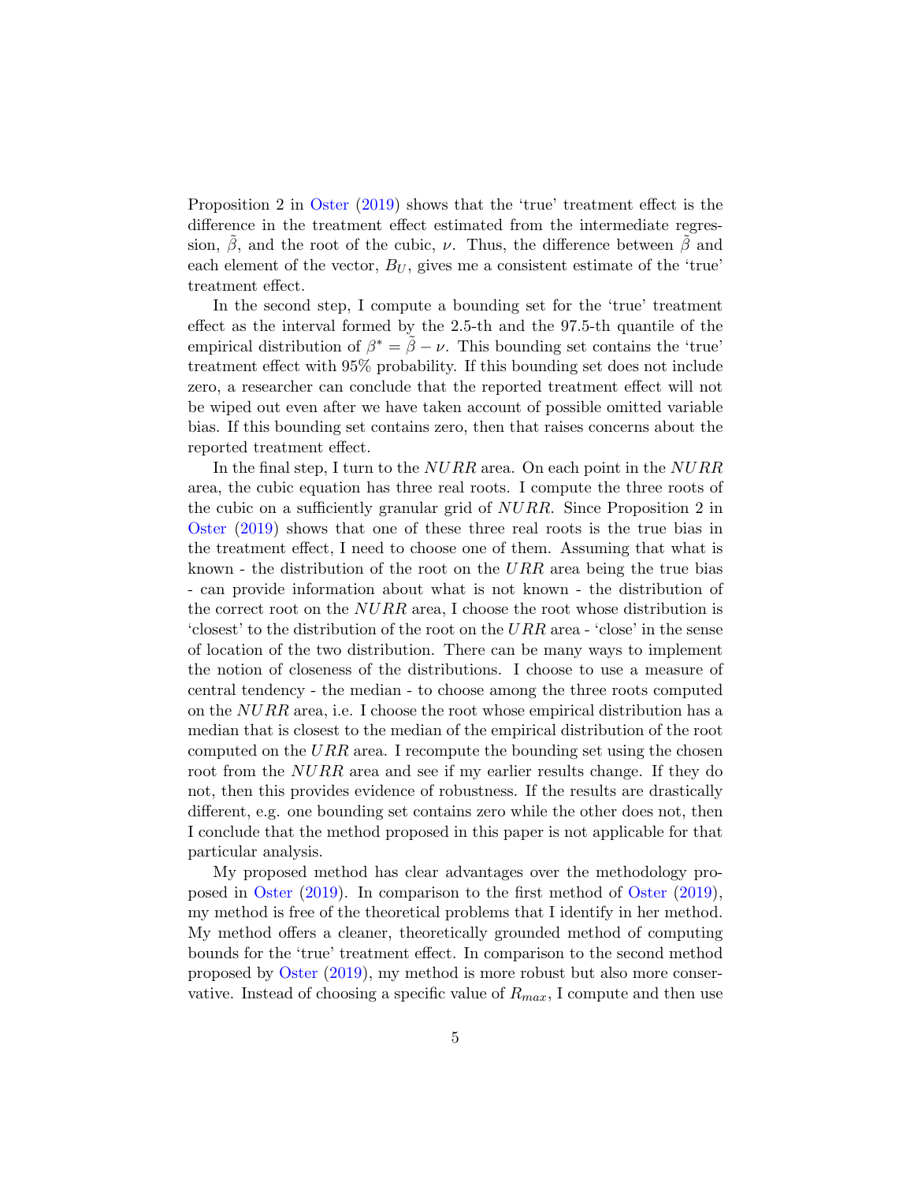Proposition 2 in Oster (2019) shows that the 'true' treatment effect is the difference in the treatment effect estimated from the intermediate regression, $\tilde{\beta}$, and the root of the cubic, $\nu$. Thus, the difference between $\tilde{\beta}$ and each element of the vector, $B_U$, gives me a consistent estimate of the 'true' treatment effect.

In the second step, I compute a bounding set for the 'true' treatment effect as the interval formed by the 2.5-th and the 97.5-th quantile of the empirical distribution of $\beta^* = \tilde{\beta} - \nu$. This bounding set contains the 'true' treatment effect with 95% probability. If this bounding set does not include zero, a researcher can conclude that the reported treatment effect will not be wiped out even after we have taken account of possible omitted variable bias. If this bounding set contains zero, then that raises concerns about the reported treatment effect.

In the final step, I turn to the $NURR$ area. On each point in the $NURR$ area, the cubic equation has three real roots. I compute the three roots of the cubic on a sufficiently granular grid of $NURR$. Since Proposition 2 in Oster (2019) shows that one of these three real roots is the true bias in the treatment effect, I need to choose one of them. Assuming that what is known - the distribution of the root on the $URR$ area being the true bias - can provide information about what is not known - the distribution of the correct root on the $NURR$ area, I choose the root whose distribution is 'closest' to the distribution of the root on the $URR$ area - 'close' in the sense of location of the two distribution. There can be many ways to implement the notion of closeness of the distributions. I choose to use a measure of central tendency - the median - to choose among the three roots computed on the $NURR$ area, i.e. I choose the root whose empirical distribution has a median that is closest to the median of the empirical distribution of the root computed on the $URR$ area. I recompute the bounding set using the chosen root from the $NURR$ area and see if my earlier results change. If they do not, then this provides evidence of robustness. If the results are drastically different, e.g. one bounding set contains zero while the other does not, then I conclude that the method proposed in this paper is not applicable for that particular analysis.

My proposed method has clear advantages over the methodology proposed in Oster (2019). In comparison to the first method of Oster (2019), my method is free of the theoretical problems that I identify in her method. My method offers a cleaner, theoretically grounded method of computing bounds for the 'true' treatment effect. In comparison to the second method proposed by Oster (2019), my method is more robust but also more conservative. Instead of choosing a specific value of $R_{max}$, I compute and then use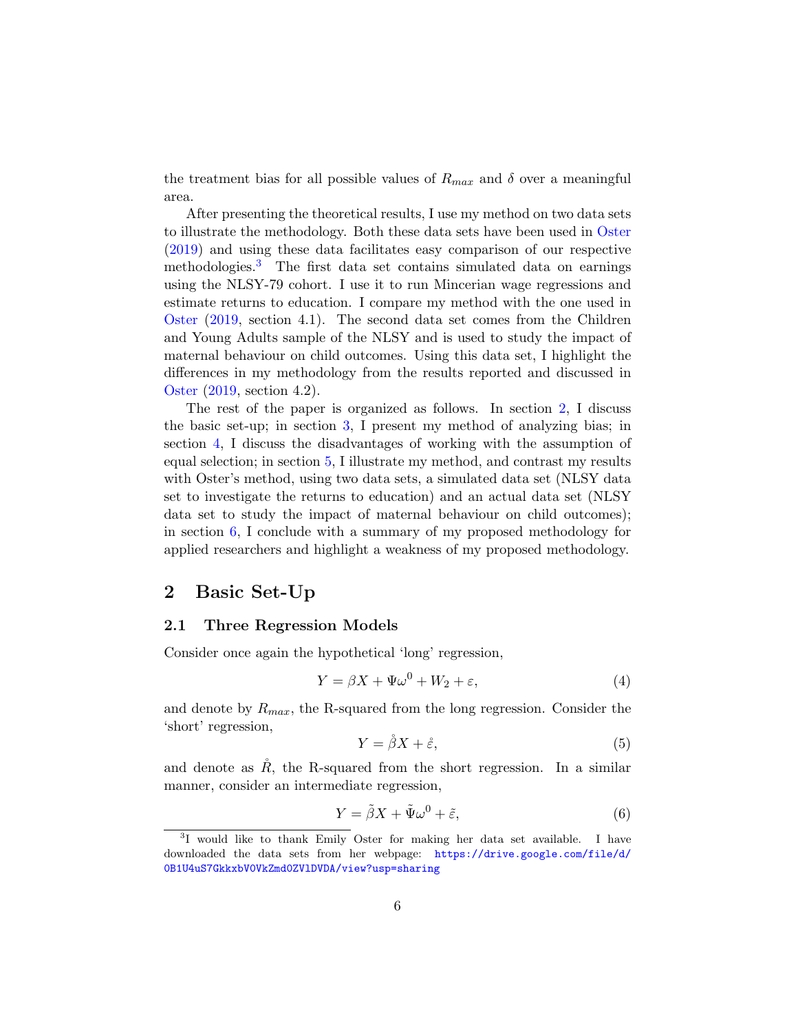the treatment bias for all possible values of $R_{max}$ and $\delta$ over a meaningful area.

After presenting the theoretical results, I use my method on two data sets to illustrate the methodology. Both these data sets have been used in Oster (2019) and using these data facilitates easy comparison of our respective methodologies.[3] The first data set contains simulated data on earnings using the NLSY-79 cohort. I use it to run Mincerian wage regressions and estimate returns to education. I compare my method with the one used in Oster (2019, section 4.1). The second data set comes from the Children and Young Adults sample of the NLSY and is used to study the impact of maternal behaviour on child outcomes. Using this data set, I highlight the differences in my methodology from the results reported and discussed in Oster (2019, section 4.2).

The rest of the paper is organized as follows. In section 2, I discuss the basic set-up; in section 3, I present my method of analyzing bias; in section 4, I discuss the disadvantages of working with the assumption of equal selection; in section 5, I illustrate my method, and contrast my results with Oster's method, using two data sets, a simulated data set (NLSY data set to investigate the returns to education) and an actual data set (NLSY data set to study the impact of maternal behaviour on child outcomes); in section 6, I conclude with a summary of my proposed methodology for applied researchers and highlight a weakness of my proposed methodology.

## 2 Basic Set-Up

### 2.1 Three Regression Models

Consider once again the hypothetical 'long' regression,

$$Y = \beta X + \Psi\omega^0 + W_2 + \varepsilon, \tag{4}$$

and denote by $R_{max}$, the R-squared from the long regression. Consider the 'short' regression,

$$Y = \mathring{\beta} X + \mathring{\varepsilon}, \tag{5}$$

and denote as $\mathring{R}$, the R-squared from the short regression. In a similar manner, consider an intermediate regression,

$$Y = \tilde{\beta} X + \tilde{\Psi}\omega^0 + \tilde{\varepsilon}, \tag{6}$$

[3] I would like to thank Emily Oster for making her data set available. I have downloaded the data sets from her webpage: https://drive.google.com/file/d/0B1U4uS7GkkxbV0VkZmd0ZVlDVDA/view?usp=sharing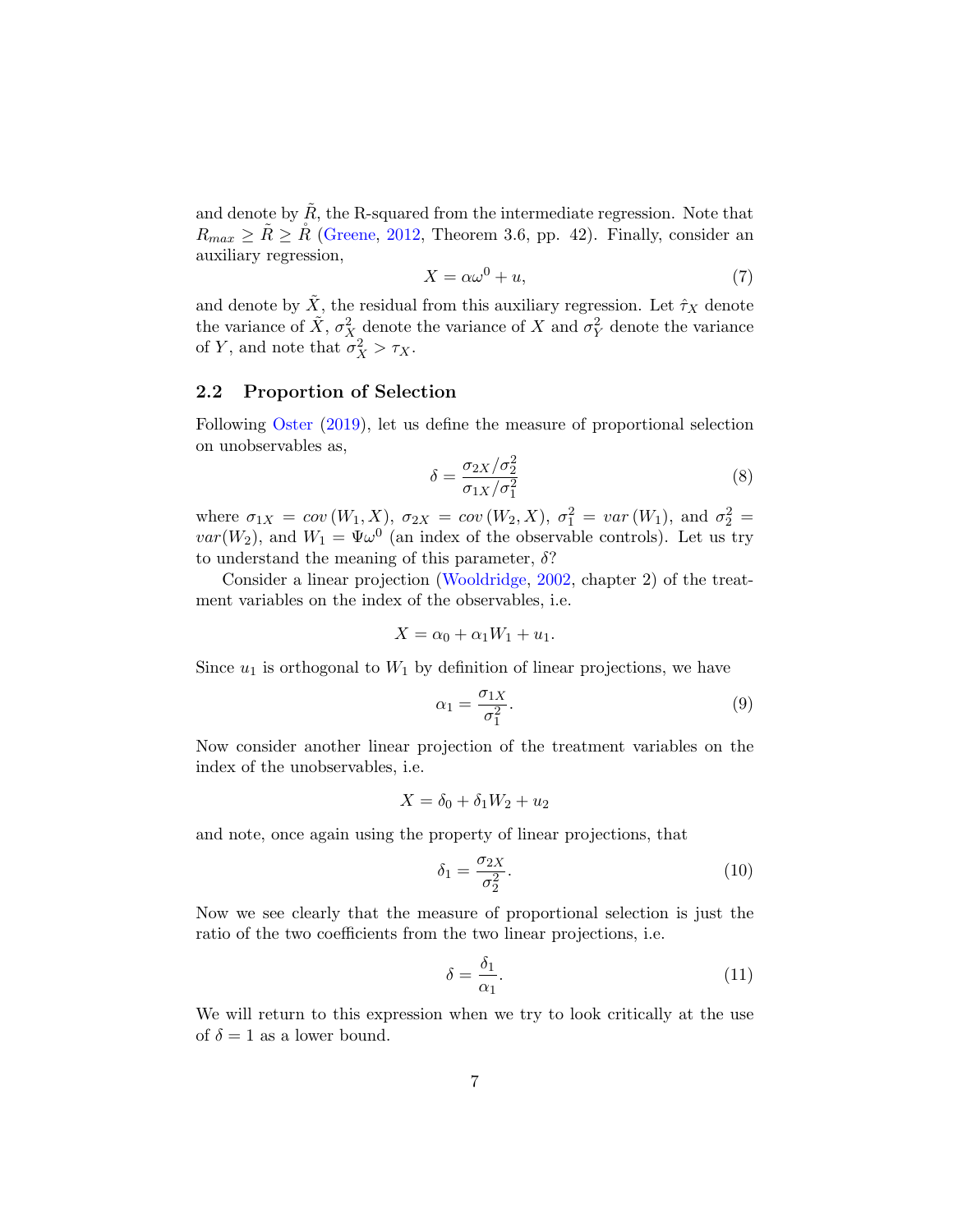and denote by $\tilde{R}$, the R-squared from the intermediate regression. Note that $R_{max} \geq \tilde{R} \geq \mathring{R}$ (Greene, 2012, Theorem 3.6, pp. 42). Finally, consider an auxiliary regression,

$$X = \alpha\omega^0 + u, \tag{7}$$

and denote by $\tilde{X}$, the residual from this auxiliary regression. Let $\hat{\tau}_X$ denote the variance of $\tilde{X}$, $\sigma_X^2$ denote the variance of $X$ and $\sigma_Y^2$ denote the variance of $Y$, and note that $\sigma_X^2 > \tau_X$.

### 2.2 Proportion of Selection

Following Oster (2019), let us define the measure of proportional selection on unobservables as,

$$\delta = \frac{\sigma_{2X}/\sigma_2^2}{\sigma_{1X}/\sigma_1^2} \tag{8}$$

where $\sigma_{1X} = cov(W_1, X)$, $\sigma_{2X} = cov(W_2, X)$, $\sigma_1^2 = var(W_1)$, and $\sigma_2^2 = var(W_2)$, and $W_1 = \Psi\omega^0$ (an index of the observable controls). Let us try to understand the meaning of this parameter, $\delta$?

Consider a linear projection (Wooldridge, 2002, chapter 2) of the treatment variables on the index of the observables, i.e.

$$X = \alpha_0 + \alpha_1 W_1 + u_1.$$

Since $u_1$ is orthogonal to $W_1$ by definition of linear projections, we have

$$\alpha_1 = \frac{\sigma_{1X}}{\sigma_1^2}. \tag{9}$$

Now consider another linear projection of the treatment variables on the index of the unobservables, i.e.

$$X = \delta_0 + \delta_1 W_2 + u_2$$

and note, once again using the property of linear projections, that

$$\delta_1 = \frac{\sigma_{2X}}{\sigma_2^2}. \tag{10}$$

Now we see clearly that the measure of proportional selection is just the ratio of the two coefficients from the two linear projections, i.e.

$$\delta = \frac{\delta_1}{\alpha_1}. \tag{11}$$

We will return to this expression when we try to look critically at the use of $\delta = 1$ as a lower bound.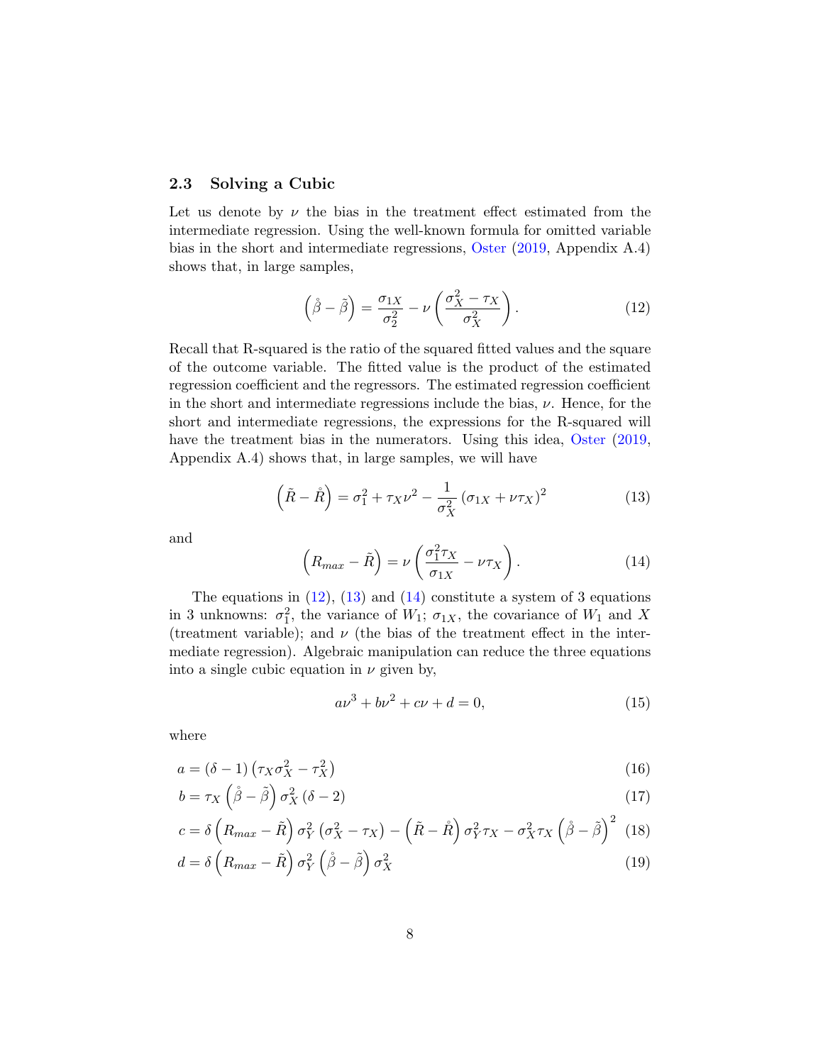### 2.3 Solving a Cubic

Let us denote by $\nu$ the bias in the treatment effect estimated from the intermediate regression. Using the well-known formula for omitted variable bias in the short and intermediate regressions, Oster (2019, Appendix A.4) shows that, in large samples,

$$\left(\mathring{\beta} - \tilde{\beta}\right) = \frac{\sigma_{1X}}{\sigma_2^2} - \nu \left( \frac{\sigma_X^2 - \tau_X}{\sigma_X^2} \right). \tag{12}$$

Recall that R-squared is the ratio of the squared fitted values and the square of the outcome variable. The fitted value is the product of the estimated regression coefficient and the regressors. The estimated regression coefficient in the short and intermediate regressions include the bias, $\nu$. Hence, for the short and intermediate regressions, the expressions for the R-squared will have the treatment bias in the numerators. Using this idea, Oster (2019, Appendix A.4) shows that, in large samples, we will have

$$\left(\tilde{R} - \mathring{R}\right) = \sigma_1^2 + \tau_X \nu^2 - \frac{1}{\sigma_X^2} \left(\sigma_{1X} + \nu \tau_X\right)^2 \tag{13}$$

and

$$\left(R_{max} - \tilde{R}\right) = \nu \left( \frac{\sigma_1^2 \tau_X}{\sigma_{1X}} - \nu \tau_X \right). \tag{14}$$

The equations in (12), (13) and (14) constitute a system of 3 equations in 3 unknowns: $\sigma_1^2$, the variance of $W_1$; $\sigma_{1X}$, the covariance of $W_1$ and $X$ (treatment variable); and $\nu$ (the bias of the treatment effect in the intermediate regression). Algebraic manipulation can reduce the three equations into a single cubic equation in $\nu$ given by,

$$a\nu^3 + b\nu^2 + c\nu + d = 0, \tag{15}$$

where

$$a = (\delta - 1)\left(\tau_X \sigma_X^2 - \tau_X^2\right) \tag{16}$$

$$b = \tau_X \left(\mathring{\beta} - \tilde{\beta}\right) \sigma_X^2 (\delta - 2) \tag{17}$$

$$c = \delta \left(R_{max} - \tilde{R}\right) \sigma_Y^2 \left(\sigma_X^2 - \tau_X\right) - \left(\tilde{R} - \mathring{R}\right) \sigma_Y^2 \tau_X - \sigma_X^2 \tau_X \left(\mathring{\beta} - \tilde{\beta}\right)^2 \tag{18}$$

$$d = \delta \left(R_{max} - \tilde{R}\right) \sigma_Y^2 \left(\mathring{\beta} - \tilde{\beta}\right) \sigma_X^2 \tag{19}$$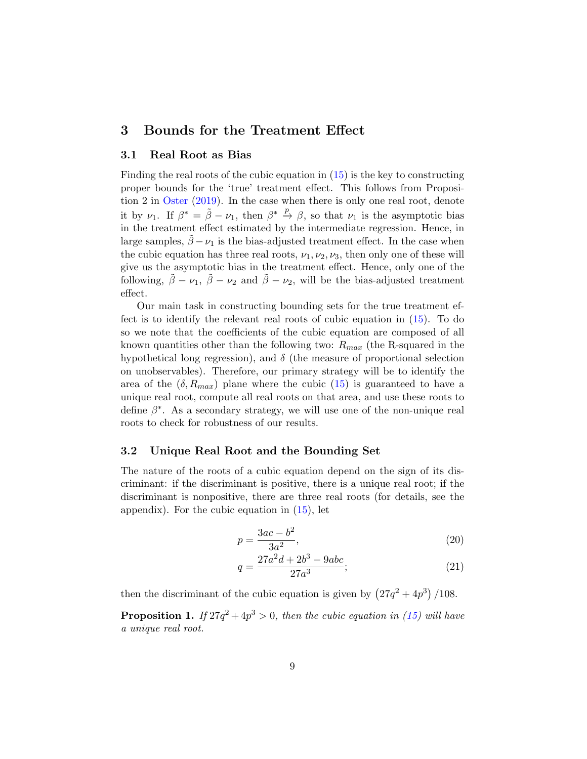## 3 Bounds for the Treatment Effect

### 3.1 Real Root as Bias

Finding the real roots of the cubic equation in (15) is the key to constructing proper bounds for the 'true' treatment effect. This follows from Proposition 2 in Oster (2019). In the case when there is only one real root, denote it by $\nu_1$. If $\beta^* = \tilde{\beta} - \nu_1$, then $\beta^* \xrightarrow{p} \beta$, so that $\nu_1$ is the asymptotic bias in the treatment effect estimated by the intermediate regression. Hence, in large samples, $\tilde{\beta} - \nu_1$ is the bias-adjusted treatment effect. In the case when the cubic equation has three real roots, $\nu_1, \nu_2, \nu_3$, then only one of these will give us the asymptotic bias in the treatment effect. Hence, only one of the following, $\tilde{\beta} - \nu_1$, $\tilde{\beta} - \nu_2$ and $\tilde{\beta} - \nu_2$, will be the bias-adjusted treatment effect.

Our main task in constructing bounding sets for the true treatment effect is to identify the relevant real roots of cubic equation in (15). To do so we note that the coefficients of the cubic equation are composed of all known quantities other than the following two: $R_{max}$ (the R-squared in the hypothetical long regression), and $\delta$ (the measure of proportional selection on unobservables). Therefore, our primary strategy will be to identify the area of the $(\delta, R_{max})$ plane where the cubic (15) is guaranteed to have a unique real root, compute all real roots on that area, and use these roots to define $\beta^*$. As a secondary strategy, we will use one of the non-unique real roots to check for robustness of our results.

### 3.2 Unique Real Root and the Bounding Set

The nature of the roots of a cubic equation depend on the sign of its discriminant: if the discriminant is positive, there is a unique real root; if the discriminant is nonpositive, there are three real roots (for details, see the appendix). For the cubic equation in (15), let

$$p = \frac{3ac - b^2}{3a^2}, \tag{20}$$

$$q = \frac{27a^2 d + 2b^3 - 9abc}{27a^3}; \tag{21}$$

then the discriminant of the cubic equation is given by $\left(27q^2 + 4p^3\right)/108$.

**Proposition 1.** *If $27q^2 + 4p^3 > 0$, then the cubic equation in (15) will have a unique real root.*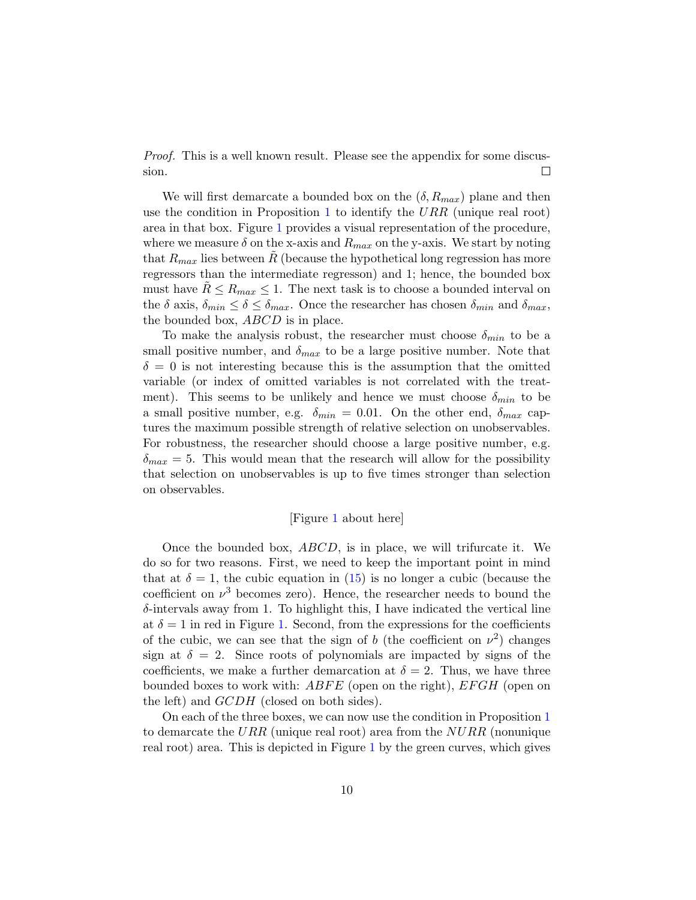*Proof.* This is a well known result. Please see the appendix for some discussion. ☐

We will first demarcate a bounded box on the $(\delta, R_{max})$ plane and then use the condition in Proposition 1 to identify the $URR$ (unique real root) area in that box. Figure 1 provides a visual representation of the procedure, where we measure $\delta$ on the x-axis and $R_{max}$ on the y-axis. We start by noting that $R_{max}$ lies between $\tilde{R}$ (because the hypothetical long regression has more regressors than the intermediate regresson) and 1; hence, the bounded box must have $\tilde{R} \leq R_{max} \leq 1$. The next task is to choose a bounded interval on the $\delta$ axis, $\delta_{min} \leq \delta \leq \delta_{max}$. Once the researcher has chosen $\delta_{min}$ and $\delta_{max}$, the bounded box, $ABCD$ is in place.

To make the analysis robust, the researcher must choose $\delta_{min}$ to be a small positive number, and $\delta_{max}$ to be a large positive number. Note that $\delta = 0$ is not interesting because this is the assumption that the omitted variable (or index of omitted variables is not correlated with the treatment). This seems to be unlikely and hence we must choose $\delta_{min}$ to be a small positive number, e.g. $\delta_{min} = 0.01$. On the other end, $\delta_{max}$ captures the maximum possible strength of relative selection on unobservables. For robustness, the researcher should choose a large positive number, e.g. $\delta_{max} = 5$. This would mean that the research will allow for the possibility that selection on unobservables is up to five times stronger than selection on observables.

[Figure 1 about here]

Once the bounded box, $ABCD$, is in place, we will trifurcate it. We do so for two reasons. First, we need to keep the important point in mind that at $\delta = 1$, the cubic equation in (15) is no longer a cubic (because the coefficient on $\nu^3$ becomes zero). Hence, the researcher needs to bound the $\delta$-intervals away from 1. To highlight this, I have indicated the vertical line at $\delta = 1$ in red in Figure 1. Second, from the expressions for the coefficients of the cubic, we can see that the sign of $b$ (the coefficient on $\nu^2$) changes sign at $\delta = 2$. Since roots of polynomials are impacted by signs of the coefficients, we make a further demarcation at $\delta = 2$. Thus, we have three bounded boxes to work with: $ABFE$ (open on the right), $EFGH$ (open on the left) and $GCDH$ (closed on both sides).

On each of the three boxes, we can now use the condition in Proposition 1 to demarcate the $URR$ (unique real root) area from the $NURR$ (nonunique real root) area. This is depicted in Figure 1 by the green curves, which gives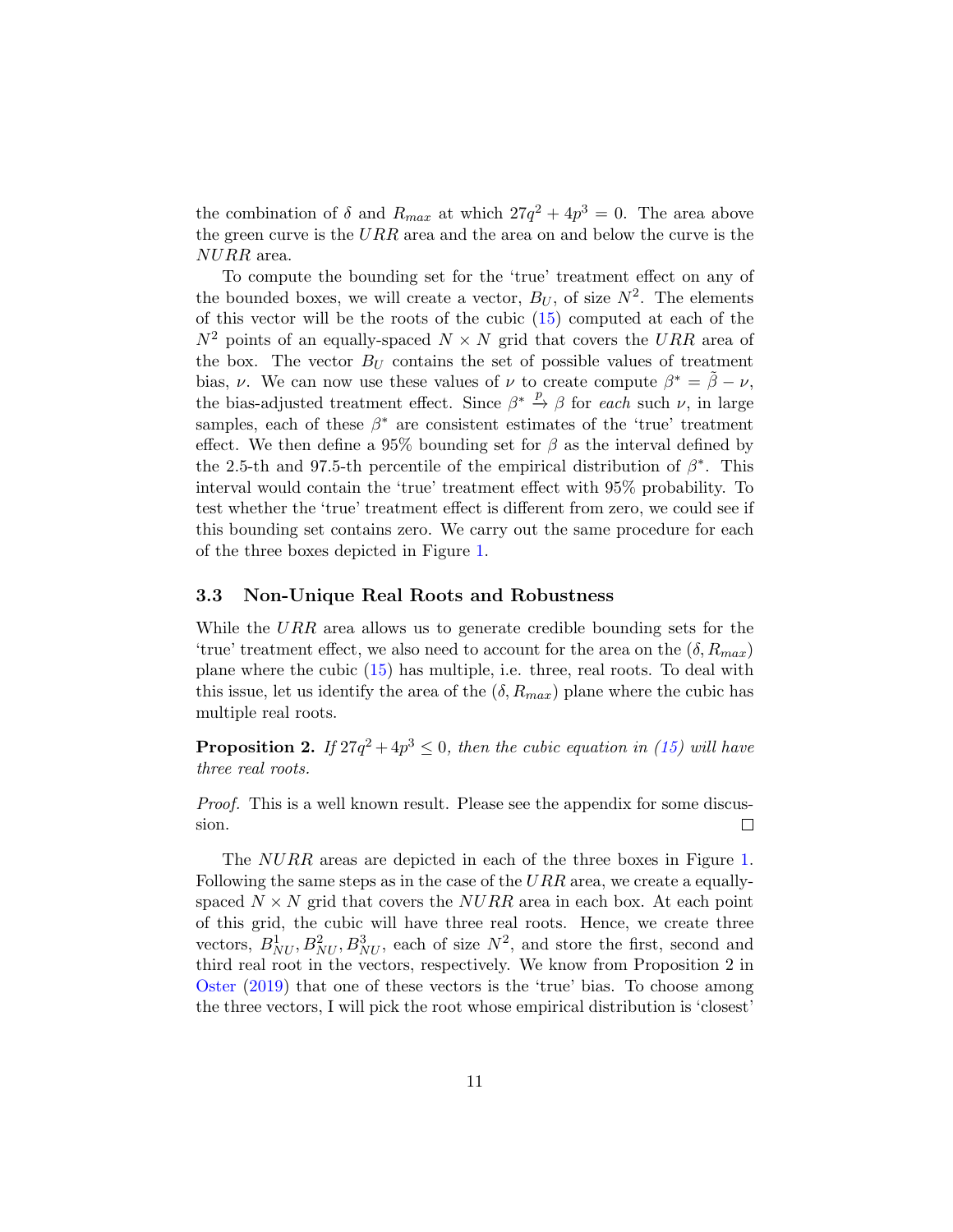the combination of $\delta$ and $R_{max}$ at which $27q^2 + 4p^3 = 0$. The area above the green curve is the $URR$ area and the area on and below the curve is the $NURR$ area.

To compute the bounding set for the 'true' treatment effect on any of the bounded boxes, we will create a vector, $B_U$, of size $N^2$. The elements of this vector will be the roots of the cubic (15) computed at each of the $N^2$ points of an equally-spaced $N \times N$ grid that covers the $URR$ area of the box. The vector $B_U$ contains the set of possible values of treatment bias, $\nu$. We can now use these values of $\nu$ to create compute $\beta^* = \tilde{\beta} - \nu$, the bias-adjusted treatment effect. Since $\beta^* \xrightarrow{p} \beta$ for *each* such $\nu$, in large samples, each of these $\beta^*$ are consistent estimates of the 'true' treatment effect. We then define a 95% bounding set for $\beta$ as the interval defined by the 2.5-th and 97.5-th percentile of the empirical distribution of $\beta^*$. This interval would contain the 'true' treatment effect with 95% probability. To test whether the 'true' treatment effect is different from zero, we could see if this bounding set contains zero. We carry out the same procedure for each of the three boxes depicted in Figure 1.

### 3.3 Non-Unique Real Roots and Robustness

While the $URR$ area allows us to generate credible bounding sets for the 'true' treatment effect, we also need to account for the area on the $(\delta, R_{max})$ plane where the cubic (15) has multiple, i.e. three, real roots. To deal with this issue, let us identify the area of the $(\delta, R_{max})$ plane where the cubic has multiple real roots.

**Proposition 2.** *If $27q^2 + 4p^3 \leq 0$, then the cubic equation in (15) will have three real roots.*

*Proof.* This is a well known result. Please see the appendix for some discussion. □

The $NURR$ areas are depicted in each of the three boxes in Figure 1. Following the same steps as in the case of the $URR$ area, we create a equally-spaced $N \times N$ grid that covers the $NURR$ area in each box. At each point of this grid, the cubic will have three real roots. Hence, we create three vectors, $B^1_{NU}, B^2_{NU}, B^3_{NU}$, each of size $N^2$, and store the first, second and third real root in the vectors, respectively. We know from Proposition 2 in Oster (2019) that one of these vectors is the 'true' bias. To choose among the three vectors, I will pick the root whose empirical distribution is 'closest'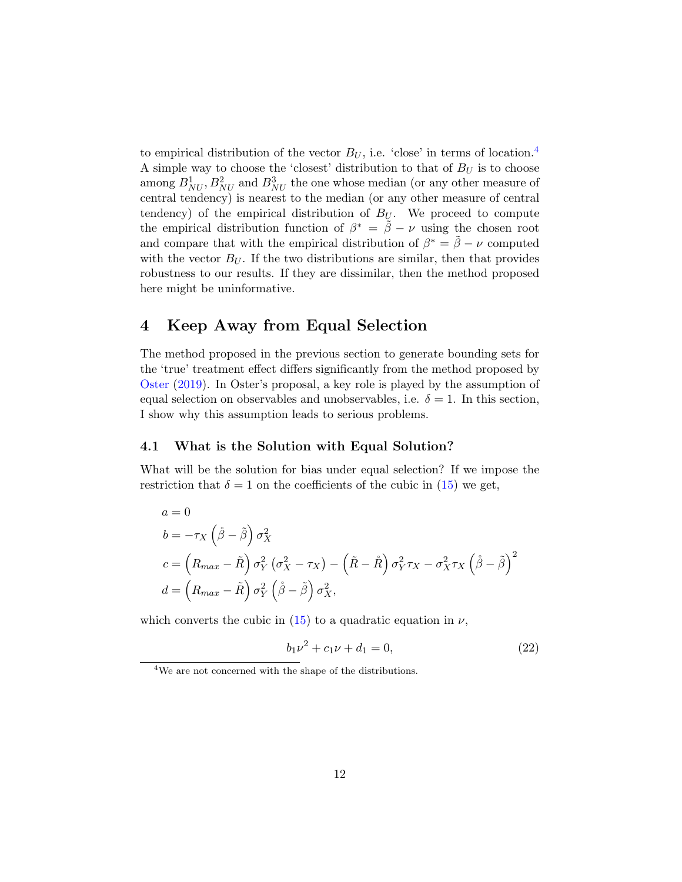to empirical distribution of the vector $B_U$, i.e. 'close' in terms of location.[4] A simple way to choose the 'closest' distribution to that of $B_U$ is to choose among $B^1_{NU}, B^2_{NU}$ and $B^3_{NU}$ the one whose median (or any other measure of central tendency) is nearest to the median (or any other measure of central tendency) of the empirical distribution of $B_U$. We proceed to compute the empirical distribution function of $\beta^* = \tilde{\beta} - \nu$ using the chosen root and compare that with the empirical distribution of $\beta^* = \tilde{\beta} - \nu$ computed with the vector $B_U$. If the two distributions are similar, then that provides robustness to our results. If they are dissimilar, then the method proposed here might be uninformative.

# 4 Keep Away from Equal Selection

The method proposed in the previous section to generate bounding sets for the 'true' treatment effect differs significantly from the method proposed by Oster (2019). In Oster's proposal, a key role is played by the assumption of equal selection on observables and unobservables, i.e. $\delta = 1$. In this section, I show why this assumption leads to serious problems.

## 4.1 What is the Solution with Equal Solution?

What will be the solution for bias under equal selection? If we impose the restriction that $\delta = 1$ on the coefficients of the cubic in (15) we get,

$$
\begin{aligned}
a &= 0 \\
b &= -\tau_X \left( \mathring{\beta} - \tilde{\beta} \right) \sigma_X^2 \\
c &= \left( R_{max} - \tilde{R} \right) \sigma_Y^2 \left( \sigma_X^2 - \tau_X \right) - \left( \tilde{R} - \mathring{R} \right) \sigma_Y^2 \tau_X - \sigma_X^2 \tau_X \left( \mathring{\beta} - \tilde{\beta} \right)^2 \\
d &= \left( R_{max} - \tilde{R} \right) \sigma_Y^2 \left( \mathring{\beta} - \tilde{\beta} \right) \sigma_X^2,
\end{aligned}
$$

which converts the cubic in (15) to a quadratic equation in $\nu$,

$$
b_1 \nu^2 + c_1 \nu + d_1 = 0, \tag{22}
$$

[4] We are not concerned with the shape of the distributions.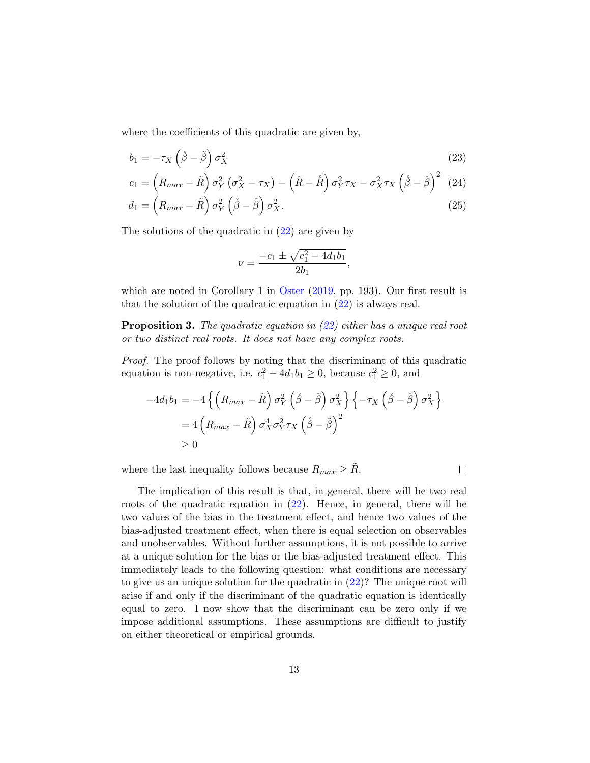where the coefficients of this quadratic are given by,

$$b_1 = -\tau_X \left(\mathring{\beta} - \tilde{\beta}\right) \sigma_X^2 \tag{23}$$

$$c_1 = \left(R_{max} - \tilde{R}\right) \sigma_Y^2 \left(\sigma_X^2 - \tau_X\right) - \left(\tilde{R} - \mathring{R}\right) \sigma_Y^2 \tau_X - \sigma_X^2 \tau_X \left(\mathring{\beta} - \tilde{\beta}\right)^2 \tag{24}$$

$$d_1 = \left(R_{max} - \tilde{R}\right) \sigma_Y^2 \left(\mathring{\beta} - \tilde{\beta}\right) \sigma_X^2. \tag{25}$$

The solutions of the quadratic in (22) are given by

$$\nu = \frac{-c_1 \pm \sqrt{c_1^2 - 4d_1 b_1}}{2b_1},$$

which are noted in Corollary 1 in Oster (2019, pp. 193). Our first result is that the solution of the quadratic equation in (22) is always real.

**Proposition 3.** *The quadratic equation in (22) either has a unique real root or two distinct real roots. It does not have any complex roots.*

*Proof.* The proof follows by noting that the discriminant of this quadratic equation is non-negative, i.e. $c_1^2 - 4d_1 b_1 \geq 0$, because $c_1^2 \geq 0$, and

$$\begin{aligned}
-4d_1 b_1 &= -4\left\{\left(R_{max} - \tilde{R}\right) \sigma_Y^2 \left(\mathring{\beta} - \tilde{\beta}\right) \sigma_X^2\right\} \left\{-\tau_X \left(\mathring{\beta} - \tilde{\beta}\right) \sigma_X^2\right\} \\
&= 4\left(R_{max} - \tilde{R}\right) \sigma_X^4 \sigma_Y^2 \tau_X \left(\mathring{\beta} - \tilde{\beta}\right)^2 \\
&\geq 0
\end{aligned}$$

where the last inequality follows because $R_{max} \geq \tilde{R}$. ∎

The implication of this result is that, in general, there will be two real roots of the quadratic equation in (22). Hence, in general, there will be two values of the bias in the treatment effect, and hence two values of the bias-adjusted treatment effect, when there is equal selection on observables and unobservables. Without further assumptions, it is not possible to arrive at a unique solution for the bias or the bias-adjusted treatment effect. This immediately leads to the following question: what conditions are necessary to give us an unique solution for the quadratic in (22)? The unique root will arise if and only if the discriminant of the quadratic equation is identically equal to zero. I now show that the discriminant can be zero only if we impose additional assumptions. These assumptions are difficult to justify on either theoretical or empirical grounds.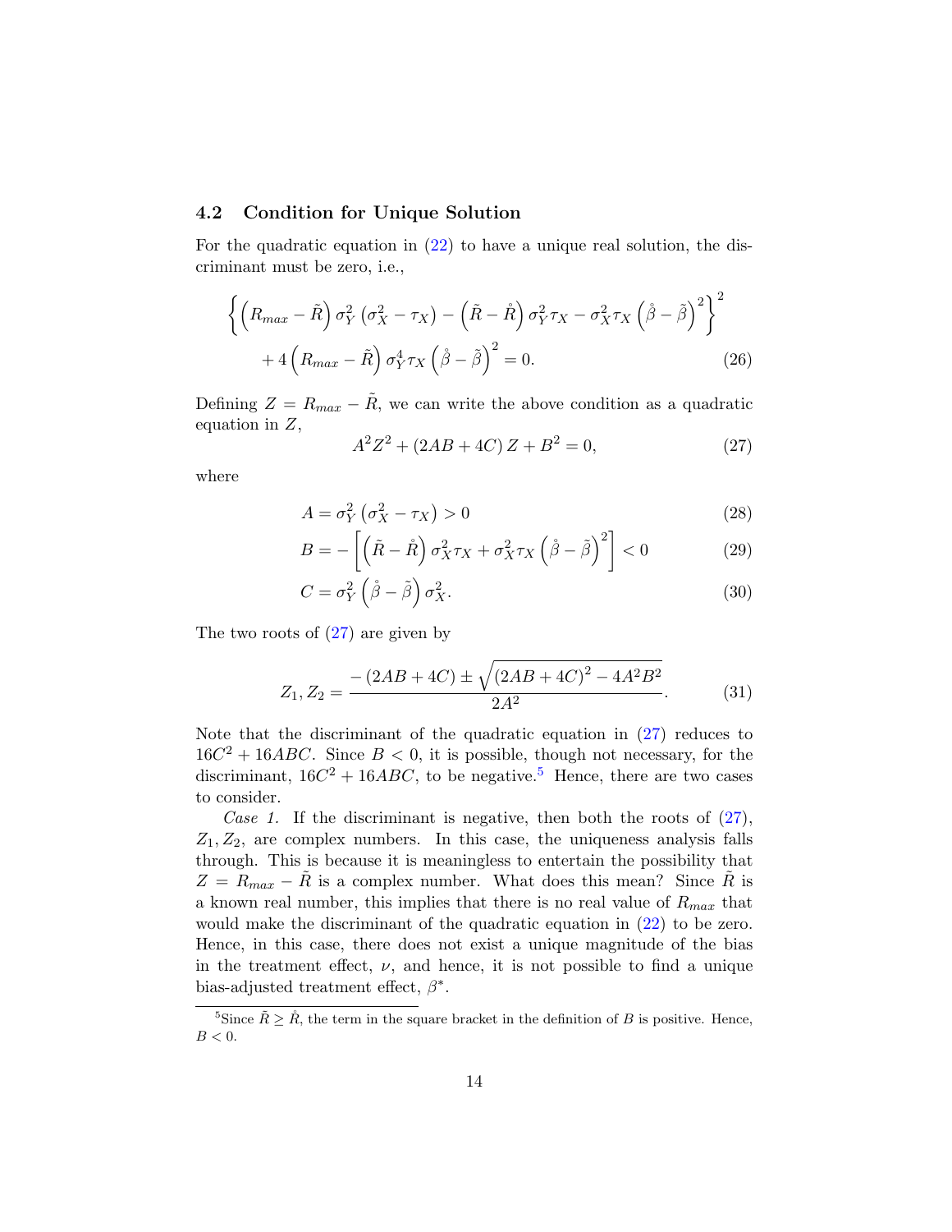### 4.2 Condition for Unique Solution

For the quadratic equation in (22) to have a unique real solution, the discriminant must be zero, i.e.,

$$\left\{ \left( R_{max} - \tilde{R} \right) \sigma_Y^2 \left( \sigma_X^2 - \tau_X \right) - \left( \tilde{R} - \mathring{R} \right) \sigma_Y^2 \tau_X - \sigma_X^2 \tau_X \left( \mathring{\beta} - \tilde{\beta} \right)^2 \right\}^2 + 4 \left( R_{max} - \tilde{R} \right) \sigma_Y^4 \tau_X \left( \mathring{\beta} - \tilde{\beta} \right)^2 = 0. \tag{26}$$

Defining $Z = R_{max} - \tilde{R}$, we can write the above condition as a quadratic equation in $Z$,

$$A^2 Z^2 + (2AB + 4C) Z + B^2 = 0, \tag{27}$$

where

$$A = \sigma_Y^2 \left( \sigma_X^2 - \tau_X \right) > 0 \tag{28}$$

$$B = -\left[ \left( \tilde{R} - \mathring{R} \right) \sigma_X^2 \tau_X + \sigma_X^2 \tau_X \left( \mathring{\beta} - \tilde{\beta} \right)^2 \right] < 0 \tag{29}$$

$$C = \sigma_Y^2 \left( \mathring{\beta} - \tilde{\beta} \right) \sigma_X^2. \tag{30}$$

The two roots of (27) are given by

$$Z_1, Z_2 = \frac{-(2AB + 4C) \pm \sqrt{(2AB + 4C)^2 - 4A^2 B^2}}{2A^2}. \tag{31}$$

Note that the discriminant of the quadratic equation in (27) reduces to $16C^2 + 16ABC$. Since $B < 0$, it is possible, though not necessary, for the discriminant, $16C^2 + 16ABC$, to be negative.[5] Hence, there are two cases to consider.

*Case 1.* If the discriminant is negative, then both the roots of (27), $Z_1, Z_2$, are complex numbers. In this case, the uniqueness analysis falls through. This is because it is meaningless to entertain the possibility that $Z = R_{max} - \tilde{R}$ is a complex number. What does this mean? Since $\tilde{R}$ is a known real number, this implies that there is no real value of $R_{max}$ that would make the discriminant of the quadratic equation in (22) to be zero. Hence, in this case, there does not exist a unique magnitude of the bias in the treatment effect, $\nu$, and hence, it is not possible to find a unique bias-adjusted treatment effect, $\beta^*$.

[5] Since $\tilde{R} \geq \mathring{R}$, the term in the square bracket in the definition of $B$ is positive. Hence, $B < 0$.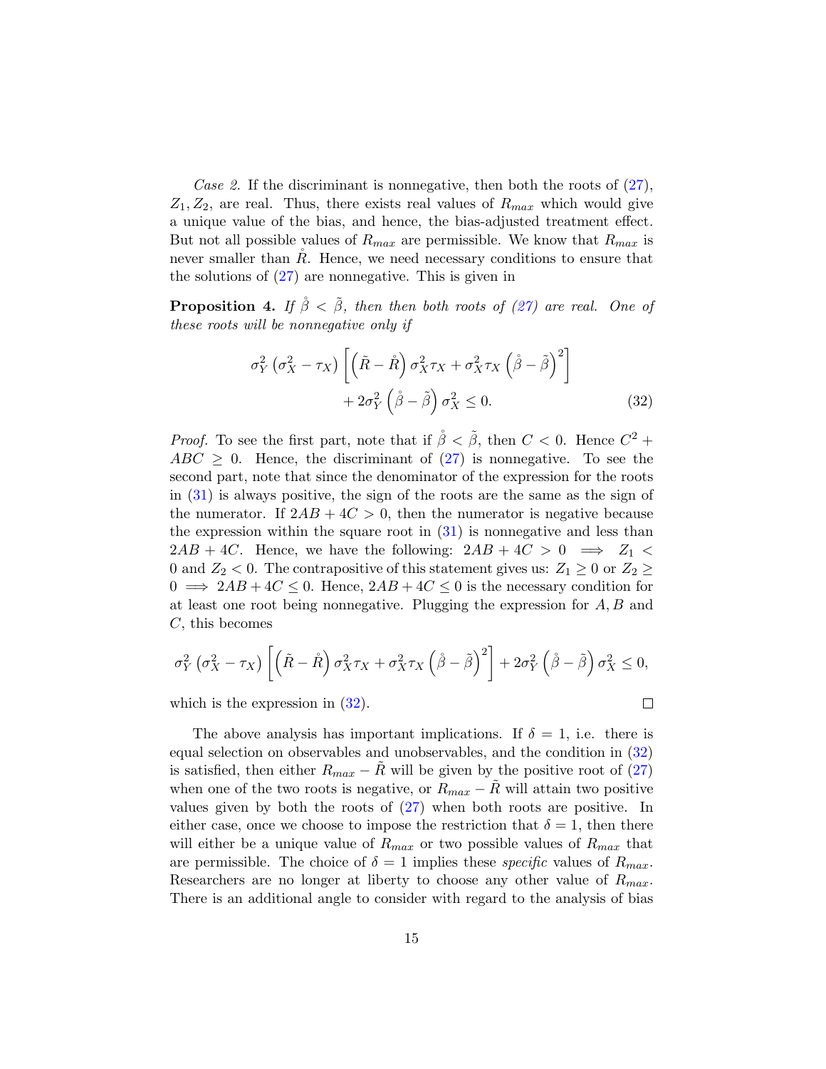*Case 2.* If the discriminant is nonnegative, then both the roots of (27), $Z_1, Z_2$, are real. Thus, there exists real values of $R_{max}$ which would give a unique value of the bias, and hence, the bias-adjusted treatment effect. But not all possible values of $R_{max}$ are permissible. We know that $R_{max}$ is never smaller than $\mathring{R}$. Hence, we need necessary conditions to ensure that the solutions of (27) are nonnegative. This is given in

**Proposition 4.** *If $\mathring{\beta} < \tilde{\beta}$, then then both roots of (27) are real. One of these roots will be nonnegative only if*

$$\sigma_Y^2 \left(\sigma_X^2 - \tau_X\right) \left[\left(\tilde{R} - \mathring{R}\right) \sigma_X^2 \tau_X + \sigma_X^2 \tau_X \left(\mathring{\beta} - \tilde{\beta}\right)^2\right] + 2\sigma_Y^2 \left(\mathring{\beta} - \tilde{\beta}\right) \sigma_X^2 \leq 0. \tag{32}$$

*Proof.* To see the first part, note that if $\mathring{\beta} < \tilde{\beta}$, then $C < 0$. Hence $C^2 + ABC \geq 0$. Hence, the discriminant of (27) is nonnegative. To see the second part, note that since the denominator of the expression for the roots in (31) is always positive, the sign of the roots are the same as the sign of the numerator. If $2AB + 4C > 0$, then the numerator is negative because the expression within the square root in (31) is nonnegative and less than $2AB + 4C$. Hence, we have the following: $2AB + 4C > 0 \implies Z_1 < 0$ and $Z_2 < 0$. The contrapositive of this statement gives us: $Z_1 \geq 0$ or $Z_2 \geq 0 \implies 2AB + 4C \leq 0$. Hence, $2AB + 4C \leq 0$ is the necessary condition for at least one root being nonnegative. Plugging the expression for $A, B$ and $C$, this becomes

$$\sigma_Y^2 \left(\sigma_X^2 - \tau_X\right) \left[\left(\tilde{R} - \mathring{R}\right) \sigma_X^2 \tau_X + \sigma_X^2 \tau_X \left(\mathring{\beta} - \tilde{\beta}\right)^2\right] + 2\sigma_Y^2 \left(\mathring{\beta} - \tilde{\beta}\right) \sigma_X^2 \leq 0,$$

which is the expression in (32). $\square$

The above analysis has important implications. If $\delta = 1$, i.e. there is equal selection on observables and unobservables, and the condition in (32) is satisfied, then either $R_{max} - \tilde{R}$ will be given by the positive root of (27) when one of the two roots is negative, or $R_{max} - \tilde{R}$ will attain two positive values given by both the roots of (27) when both roots are positive. In either case, once we choose to impose the restriction that $\delta = 1$, then there will either be a unique value of $R_{max}$ or two possible values of $R_{max}$ that are permissible. The choice of $\delta = 1$ implies these *specific* values of $R_{max}$. Researchers are no longer at liberty to choose any other value of $R_{max}$. There is an additional angle to consider with regard to the analysis of bias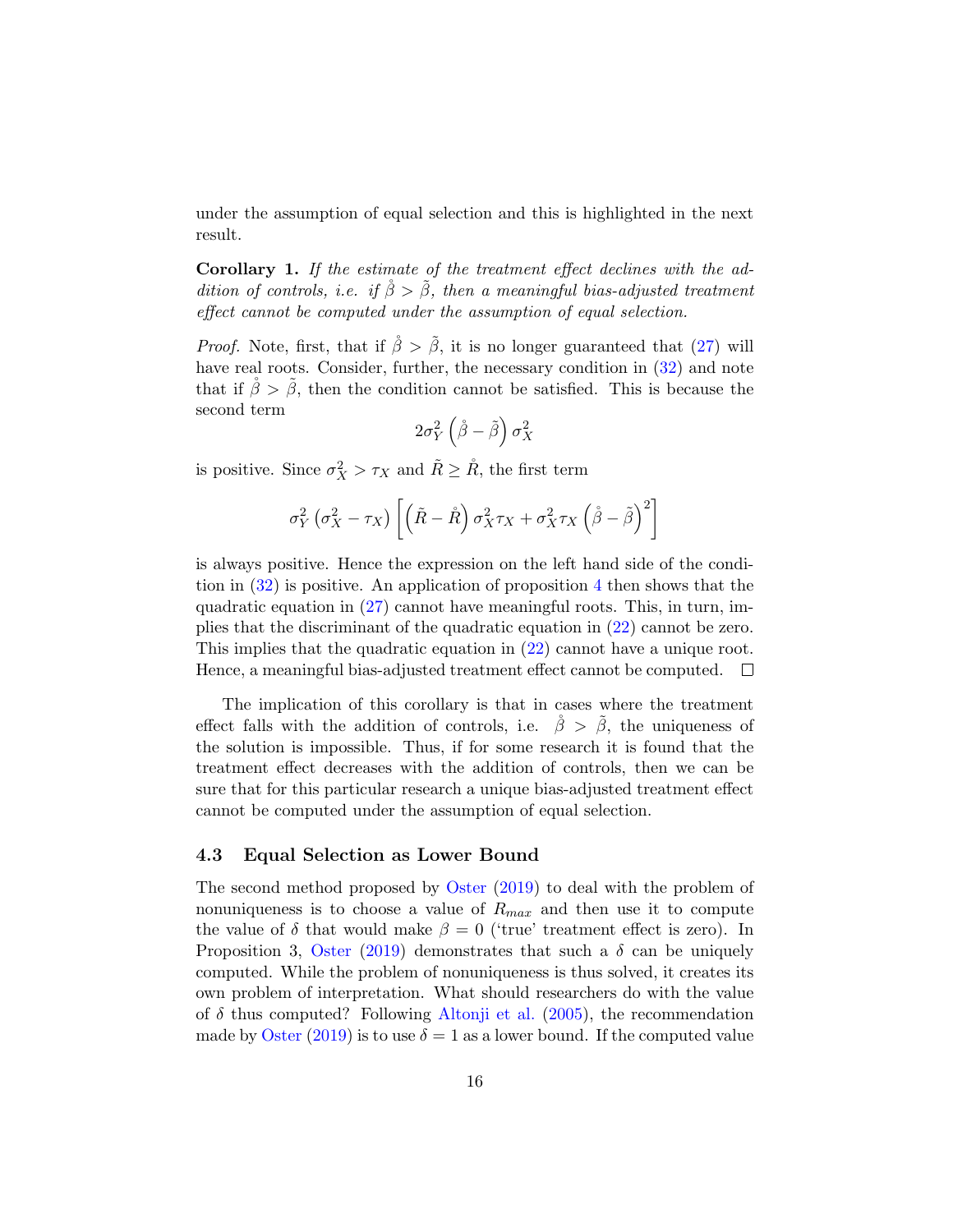under the assumption of equal selection and this is highlighted in the next result.

**Corollary 1.** *If the estimate of the treatment effect declines with the addition of controls, i.e. if $\mathring{\beta} > \tilde{\beta}$, then a meaningful bias-adjusted treatment effect cannot be computed under the assumption of equal selection.*

*Proof.* Note, first, that if $\mathring{\beta} > \tilde{\beta}$, it is no longer guaranteed that (27) will have real roots. Consider, further, the necessary condition in (32) and note that if $\mathring{\beta} > \tilde{\beta}$, then the condition cannot be satisfied. This is because the second term

$$2\sigma_Y^2 \left(\mathring{\beta} - \tilde{\beta}\right) \sigma_X^2$$

is positive. Since $\sigma_X^2 > \tau_X$ and $\tilde{R} \geq \mathring{R}$, the first term

$$\sigma_Y^2 \left(\sigma_X^2 - \tau_X\right) \left[\left(\tilde{R} - \mathring{R}\right) \sigma_X^2 \tau_X + \sigma_X^2 \tau_X \left(\mathring{\beta} - \tilde{\beta}\right)^2\right]$$

is always positive. Hence the expression on the left hand side of the condition in (32) is positive. An application of proposition 4 then shows that the quadratic equation in (27) cannot have meaningful roots. This, in turn, implies that the discriminant of the quadratic equation in (22) cannot be zero. This implies that the quadratic equation in (22) cannot have a unique root. Hence, a meaningful bias-adjusted treatment effect cannot be computed. $\square$

The implication of this corollary is that in cases where the treatment effect falls with the addition of controls, i.e. $\mathring{\beta} > \tilde{\beta}$, the uniqueness of the solution is impossible. Thus, if for some research it is found that the treatment effect decreases with the addition of controls, then we can be sure that for this particular research a unique bias-adjusted treatment effect cannot be computed under the assumption of equal selection.

### 4.3 Equal Selection as Lower Bound

The second method proposed by Oster (2019) to deal with the problem of nonuniqueness is to choose a value of $R_{max}$ and then use it to compute the value of $\delta$ that would make $\beta = 0$ ('true' treatment effect is zero). In Proposition 3, Oster (2019) demonstrates that such a $\delta$ can be uniquely computed. While the problem of nonuniqueness is thus solved, it creates its own problem of interpretation. What should researchers do with the value of $\delta$ thus computed? Following Altonji et al. (2005), the recommendation made by Oster (2019) is to use $\delta = 1$ as a lower bound. If the computed value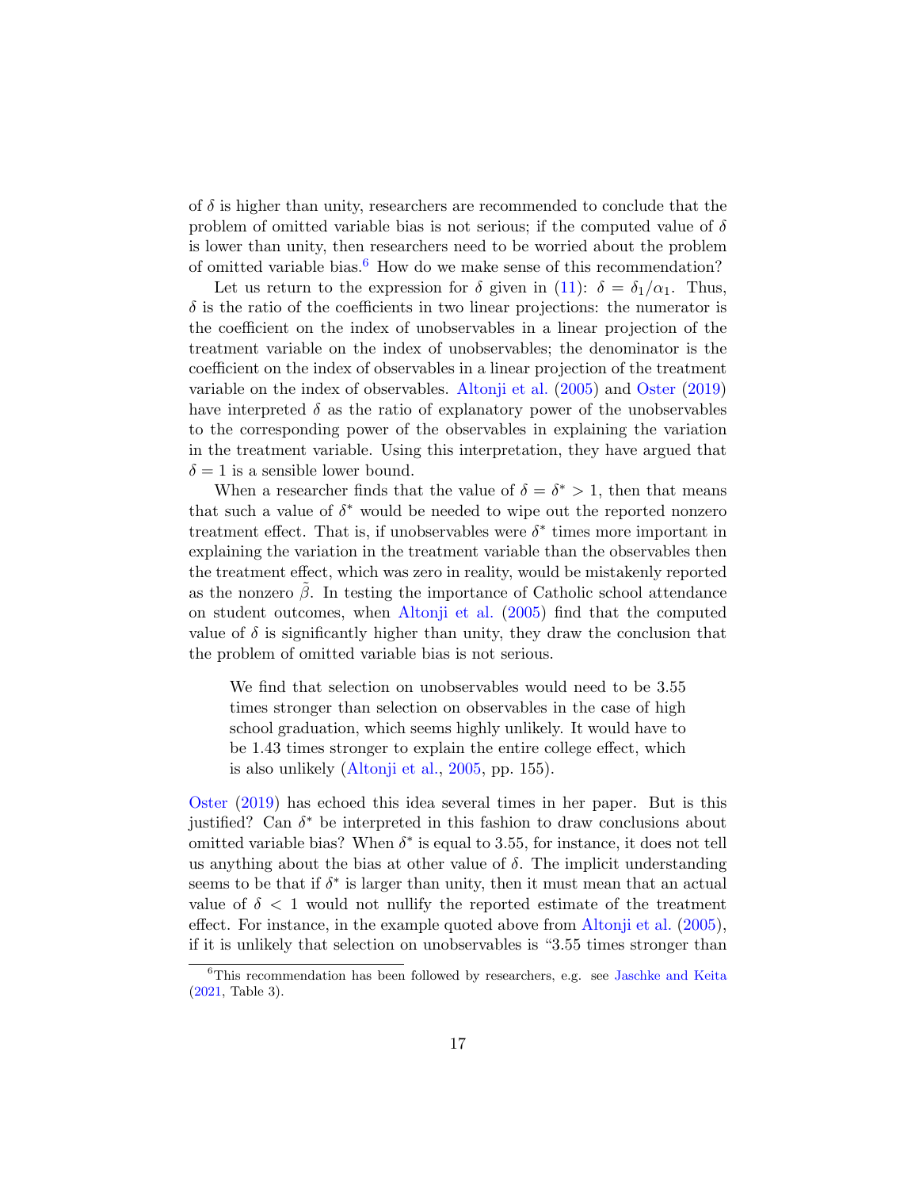of $\delta$ is higher than unity, researchers are recommended to conclude that the problem of omitted variable bias is not serious; if the computed value of $\delta$ is lower than unity, then researchers need to be worried about the problem of omitted variable bias.[6] How do we make sense of this recommendation?

Let us return to the expression for $\delta$ given in (11): $\delta = \delta_1/\alpha_1$. Thus, $\delta$ is the ratio of the coefficients in two linear projections: the numerator is the coefficient on the index of unobservables in a linear projection of the treatment variable on the index of unobservables; the denominator is the coefficient on the index of observables in a linear projection of the treatment variable on the index of observables. Altonji et al. (2005) and Oster (2019) have interpreted $\delta$ as the ratio of explanatory power of the unobservables to the corresponding power of the observables in explaining the variation in the treatment variable. Using this interpretation, they have argued that $\delta = 1$ is a sensible lower bound.

When a researcher finds that the value of $\delta = \delta^* > 1$, then that means that such a value of $\delta^*$ would be needed to wipe out the reported nonzero treatment effect. That is, if unobservables were $\delta^*$ times more important in explaining the variation in the treatment variable than the observables then the treatment effect, which was zero in reality, would be mistakenly reported as the nonzero $\tilde{\beta}$. In testing the importance of Catholic school attendance on student outcomes, when Altonji et al. (2005) find that the computed value of $\delta$ is significantly higher than unity, they draw the conclusion that the problem of omitted variable bias is not serious.

> We find that selection on unobservables would need to be 3.55 times stronger than selection on observables in the case of high school graduation, which seems highly unlikely. It would have to be 1.43 times stronger to explain the entire college effect, which is also unlikely (Altonji et al., 2005, pp. 155).

Oster (2019) has echoed this idea several times in her paper. But is this justified? Can $\delta^*$ be interpreted in this fashion to draw conclusions about omitted variable bias? When $\delta^*$ is equal to 3.55, for instance, it does not tell us anything about the bias at other value of $\delta$. The implicit understanding seems to be that if $\delta^*$ is larger than unity, then it must mean that an actual value of $\delta < 1$ would not nullify the reported estimate of the treatment effect. For instance, in the example quoted above from Altonji et al. (2005), if it is unlikely that selection on unobservables is "3.55 times stronger than

[6] This recommendation has been followed by researchers, e.g. see Jaschke and Keita (2021, Table 3).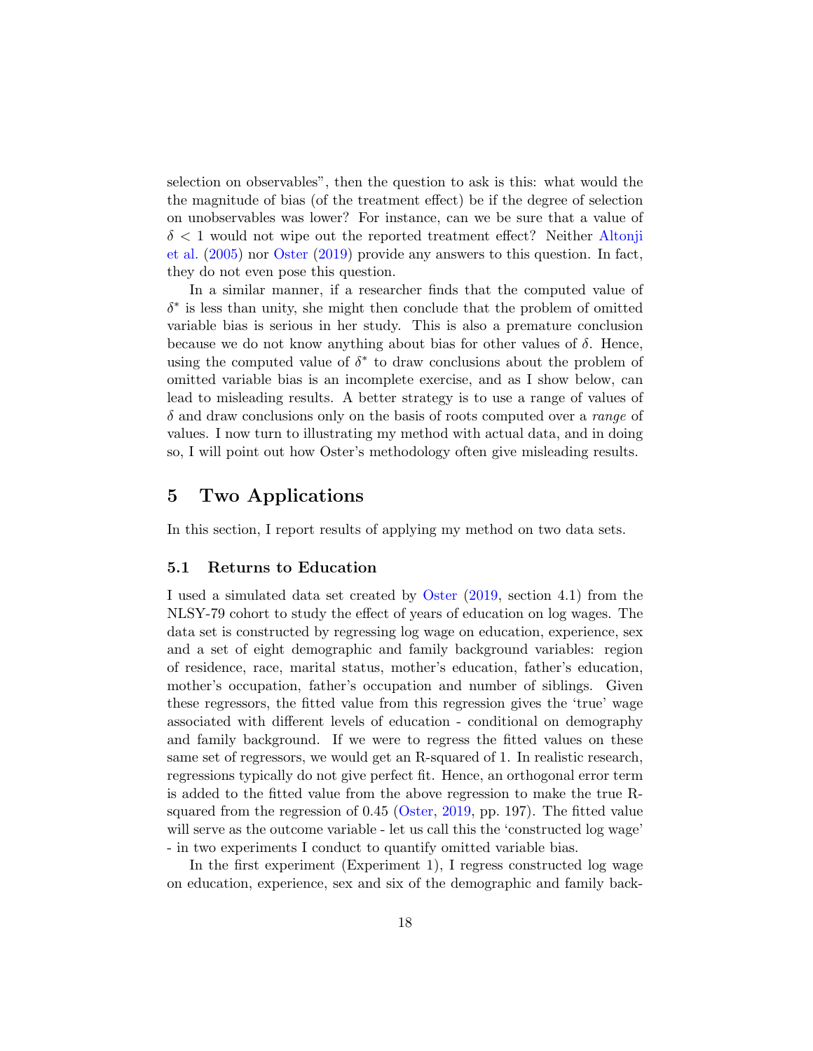selection on observables", then the question to ask is this: what would the the magnitude of bias (of the treatment effect) be if the degree of selection on unobservables was lower? For instance, can we be sure that a value of $\delta < 1$ would not wipe out the reported treatment effect? Neither Altonji et al. (2005) nor Oster (2019) provide any answers to this question. In fact, they do not even pose this question.

In a similar manner, if a researcher finds that the computed value of $\delta^*$ is less than unity, she might then conclude that the problem of omitted variable bias is serious in her study. This is also a premature conclusion because we do not know anything about bias for other values of $\delta$. Hence, using the computed value of $\delta^*$ to draw conclusions about the problem of omitted variable bias is an incomplete exercise, and as I show below, can lead to misleading results. A better strategy is to use a range of values of $\delta$ and draw conclusions only on the basis of roots computed over a *range* of values. I now turn to illustrating my method with actual data, and in doing so, I will point out how Oster's methodology often give misleading results.

## 5 Two Applications

In this section, I report results of applying my method on two data sets.

### 5.1 Returns to Education

I used a simulated data set created by Oster (2019, section 4.1) from the NLSY-79 cohort to study the effect of years of education on log wages. The data set is constructed by regressing log wage on education, experience, sex and a set of eight demographic and family background variables: region of residence, race, marital status, mother's education, father's education, mother's occupation, father's occupation and number of siblings. Given these regressors, the fitted value from this regression gives the 'true' wage associated with different levels of education - conditional on demography and family background. If we were to regress the fitted values on these same set of regressors, we would get an R-squared of 1. In realistic research, regressions typically do not give perfect fit. Hence, an orthogonal error term is added to the fitted value from the above regression to make the true R-squared from the regression of 0.45 (Oster, 2019, pp. 197). The fitted value will serve as the outcome variable - let us call this the 'constructed log wage' - in two experiments I conduct to quantify omitted variable bias.

In the first experiment (Experiment 1), I regress constructed log wage on education, experience, sex and six of the demographic and family back-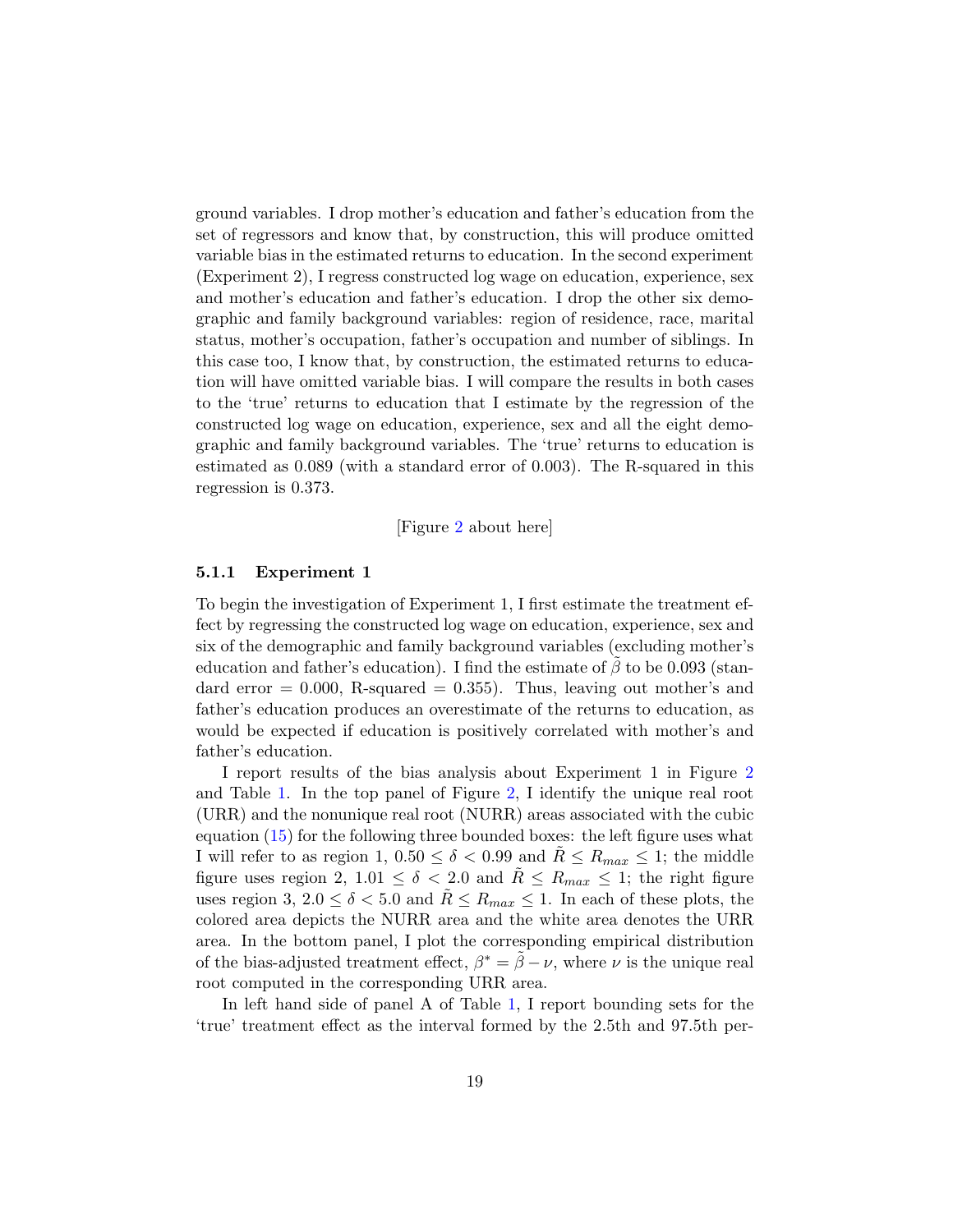ground variables. I drop mother's education and father's education from the set of regressors and know that, by construction, this will produce omitted variable bias in the estimated returns to education. In the second experiment (Experiment 2), I regress constructed log wage on education, experience, sex and mother's education and father's education. I drop the other six demographic and family background variables: region of residence, race, marital status, mother's occupation, father's occupation and number of siblings. In this case too, I know that, by construction, the estimated returns to education will have omitted variable bias. I will compare the results in both cases to the 'true' returns to education that I estimate by the regression of the constructed log wage on education, experience, sex and all the eight demographic and family background variables. The 'true' returns to education is estimated as 0.089 (with a standard error of 0.003). The R-squared in this regression is 0.373.

[Figure 2 about here]

### 5.1.1 Experiment 1

To begin the investigation of Experiment 1, I first estimate the treatment effect by regressing the constructed log wage on education, experience, sex and six of the demographic and family background variables (excluding mother's education and father's education). I find the estimate of $\tilde{\beta}$ to be 0.093 (standard error = 0.000, R-squared = 0.355). Thus, leaving out mother's and father's education produces an overestimate of the returns to education, as would be expected if education is positively correlated with mother's and father's education.

I report results of the bias analysis about Experiment 1 in Figure 2 and Table 1. In the top panel of Figure 2, I identify the unique real root (URR) and the nonunique real root (NURR) areas associated with the cubic equation (15) for the following three bounded boxes: the left figure uses what I will refer to as region 1, $0.50 \leq \delta < 0.99$ and $\tilde{R} \leq R_{max} \leq 1$; the middle figure uses region 2, $1.01 \leq \delta < 2.0$ and $\tilde{R} \leq R_{max} \leq 1$; the right figure uses region 3, $2.0 \leq \delta < 5.0$ and $\tilde{R} \leq R_{max} \leq 1$. In each of these plots, the colored area depicts the NURR area and the white area denotes the URR area. In the bottom panel, I plot the corresponding empirical distribution of the bias-adjusted treatment effect, $\beta^* = \tilde{\beta} - \nu$, where $\nu$ is the unique real root computed in the corresponding URR area.

In left hand side of panel A of Table 1, I report bounding sets for the 'true' treatment effect as the interval formed by the 2.5th and 97.5th per-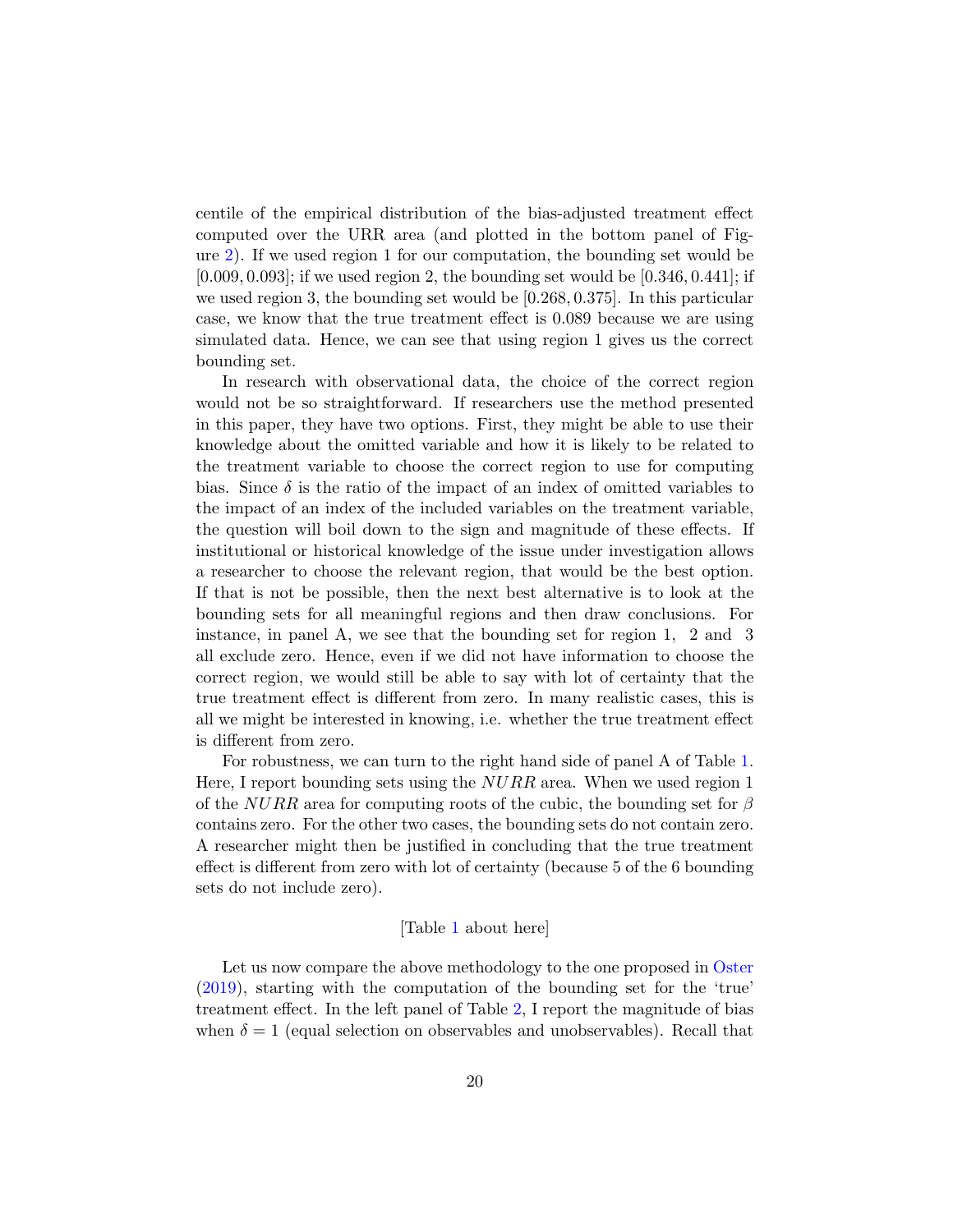centile of the empirical distribution of the bias-adjusted treatment effect computed over the URR area (and plotted in the bottom panel of Figure 2). If we used region 1 for our computation, the bounding set would be $[0.009, 0.093]$; if we used region 2, the bounding set would be $[0.346, 0.441]$; if we used region 3, the bounding set would be $[0.268, 0.375]$. In this particular case, we know that the true treatment effect is 0.089 because we are using simulated data. Hence, we can see that using region 1 gives us the correct bounding set.

In research with observational data, the choice of the correct region would not be so straightforward. If researchers use the method presented in this paper, they have two options. First, they might be able to use their knowledge about the omitted variable and how it is likely to be related to the treatment variable to choose the correct region to use for computing bias. Since $\delta$ is the ratio of the impact of an index of omitted variables to the impact of an index of the included variables on the treatment variable, the question will boil down to the sign and magnitude of these effects. If institutional or historical knowledge of the issue under investigation allows a researcher to choose the relevant region, that would be the best option. If that is not be possible, then the next best alternative is to look at the bounding sets for all meaningful regions and then draw conclusions. For instance, in panel A, we see that the bounding set for region 1, 2 and 3 all exclude zero. Hence, even if we did not have information to choose the correct region, we would still be able to say with lot of certainty that the true treatment effect is different from zero. In many realistic cases, this is all we might be interested in knowing, i.e. whether the true treatment effect is different from zero.

For robustness, we can turn to the right hand side of panel A of Table 1. Here, I report bounding sets using the $NURR$ area. When we used region 1 of the $NURR$ area for computing roots of the cubic, the bounding set for $\beta$ contains zero. For the other two cases, the bounding sets do not contain zero. A researcher might then be justified in concluding that the true treatment effect is different from zero with lot of certainty (because 5 of the 6 bounding sets do not include zero).

[Table 1 about here]

Let us now compare the above methodology to the one proposed in Oster (2019), starting with the computation of the bounding set for the 'true' treatment effect. In the left panel of Table 2, I report the magnitude of bias when $\delta = 1$ (equal selection on observables and unobservables). Recall that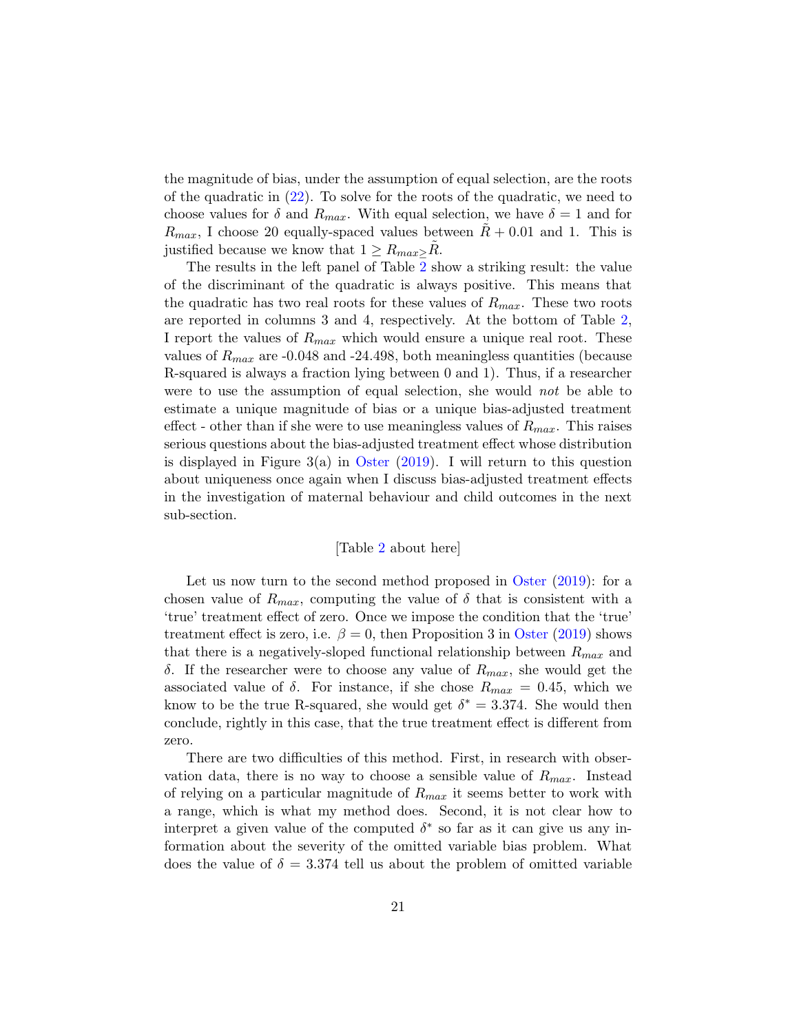the magnitude of bias, under the assumption of equal selection, are the roots of the quadratic in (22). To solve for the roots of the quadratic, we need to choose values for $\delta$ and $R_{max}$. With equal selection, we have $\delta = 1$ and for $R_{max}$, I choose 20 equally-spaced values between $\tilde{R} + 0.01$ and 1. This is justified because we know that $1 \geq R_{max} \geq \tilde{R}$.

The results in the left panel of Table 2 show a striking result: the value of the discriminant of the quadratic is always positive. This means that the quadratic has two real roots for these values of $R_{max}$. These two roots are reported in columns 3 and 4, respectively. At the bottom of Table 2, I report the values of $R_{max}$ which would ensure a unique real root. These values of $R_{max}$ are -0.048 and -24.498, both meaningless quantities (because R-squared is always a fraction lying between 0 and 1). Thus, if a researcher were to use the assumption of equal selection, she would *not* be able to estimate a unique magnitude of bias or a unique bias-adjusted treatment effect - other than if she were to use meaningless values of $R_{max}$. This raises serious questions about the bias-adjusted treatment effect whose distribution is displayed in Figure 3(a) in Oster (2019). I will return to this question about uniqueness once again when I discuss bias-adjusted treatment effects in the investigation of maternal behaviour and child outcomes in the next sub-section.

[Table 2 about here]

Let us now turn to the second method proposed in Oster (2019): for a chosen value of $R_{max}$, computing the value of $\delta$ that is consistent with a 'true' treatment effect of zero. Once we impose the condition that the 'true' treatment effect is zero, i.e. $\beta = 0$, then Proposition 3 in Oster (2019) shows that there is a negatively-sloped functional relationship between $R_{max}$ and $\delta$. If the researcher were to choose any value of $R_{max}$, she would get the associated value of $\delta$. For instance, if she chose $R_{max} = 0.45$, which we know to be the true R-squared, she would get $\delta^* = 3.374$. She would then conclude, rightly in this case, that the true treatment effect is different from zero.

There are two difficulties of this method. First, in research with observation data, there is no way to choose a sensible value of $R_{max}$. Instead of relying on a particular magnitude of $R_{max}$ it seems better to work with a range, which is what my method does. Second, it is not clear how to interpret a given value of the computed $\delta^*$ so far as it can give us any information about the severity of the omitted variable bias problem. What does the value of $\delta = 3.374$ tell us about the problem of omitted variable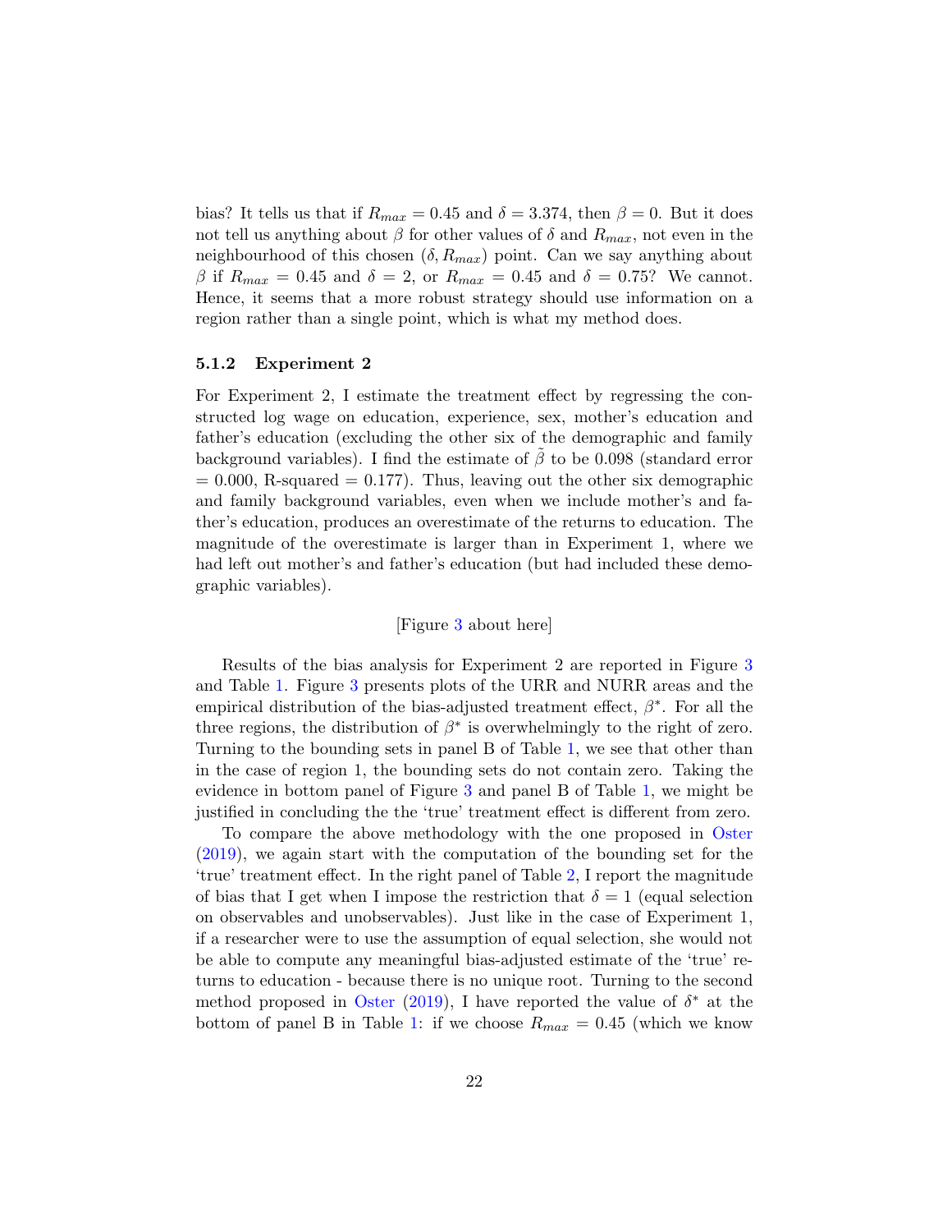bias? It tells us that if $R_{max} = 0.45$ and $\delta = 3.374$, then $\beta = 0$. But it does not tell us anything about $\beta$ for other values of $\delta$ and $R_{max}$, not even in the neighbourhood of this chosen $(\delta, R_{max})$ point. Can we say anything about $\beta$ if $R_{max} = 0.45$ and $\delta = 2$, or $R_{max} = 0.45$ and $\delta = 0.75$? We cannot. Hence, it seems that a more robust strategy should use information on a region rather than a single point, which is what my method does.

#### 5.1.2 Experiment 2

For Experiment 2, I estimate the treatment effect by regressing the constructed log wage on education, experience, sex, mother's education and father's education (excluding the other six of the demographic and family background variables). I find the estimate of $\tilde{\beta}$ to be 0.098 (standard error = 0.000, R-squared = 0.177). Thus, leaving out the other six demographic and family background variables, even when we include mother's and father's education, produces an overestimate of the returns to education. The magnitude of the overestimate is larger than in Experiment 1, where we had left out mother's and father's education (but had included these demographic variables).

[Figure 3 about here]

Results of the bias analysis for Experiment 2 are reported in Figure 3 and Table 1. Figure 3 presents plots of the URR and NURR areas and the empirical distribution of the bias-adjusted treatment effect, $\beta^*$. For all the three regions, the distribution of $\beta^*$ is overwhelmingly to the right of zero. Turning to the bounding sets in panel B of Table 1, we see that other than in the case of region 1, the bounding sets do not contain zero. Taking the evidence in bottom panel of Figure 3 and panel B of Table 1, we might be justified in concluding the the 'true' treatment effect is different from zero.

To compare the above methodology with the one proposed in Oster (2019), we again start with the computation of the bounding set for the 'true' treatment effect. In the right panel of Table 2, I report the magnitude of bias that I get when I impose the restriction that $\delta = 1$ (equal selection on observables and unobservables). Just like in the case of Experiment 1, if a researcher were to use the assumption of equal selection, she would not be able to compute any meaningful bias-adjusted estimate of the 'true' returns to education - because there is no unique root. Turning to the second method proposed in Oster (2019), I have reported the value of $\delta^*$ at the bottom of panel B in Table 1: if we choose $R_{max} = 0.45$ (which we know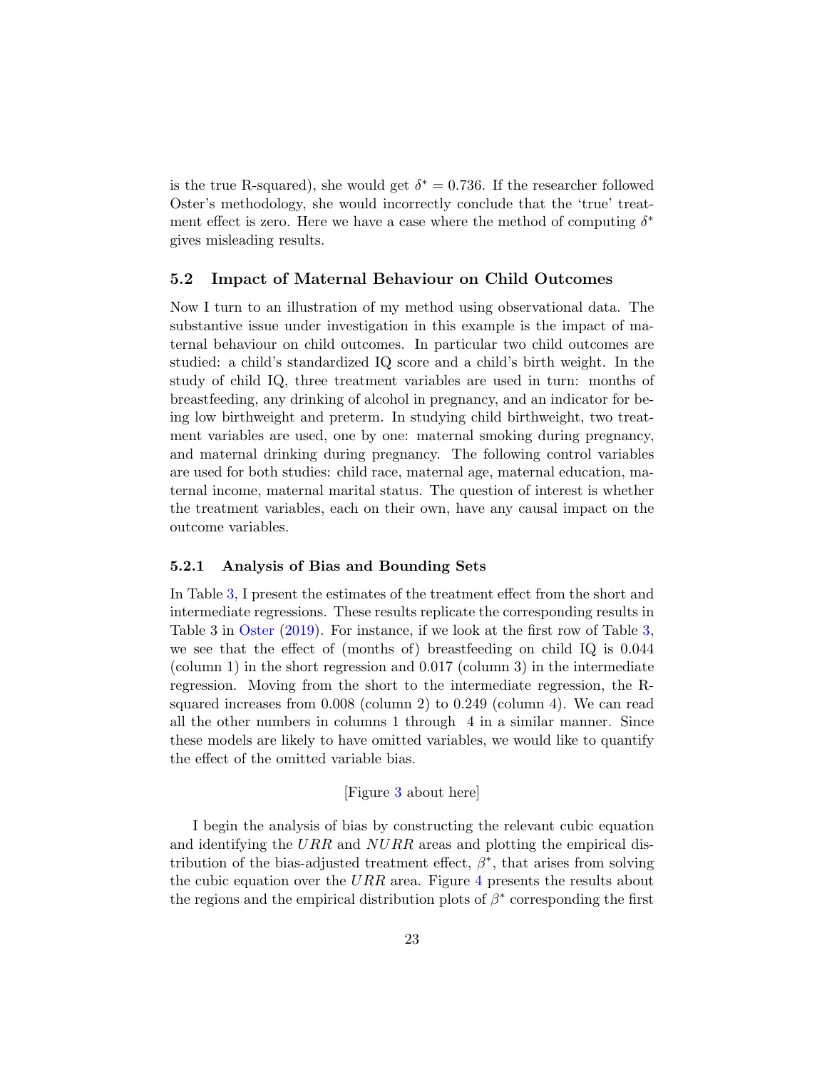is the true R-squared), she would get $\delta^* = 0.736$. If the researcher followed Oster's methodology, she would incorrectly conclude that the 'true' treatment effect is zero. Here we have a case where the method of computing $\delta^*$ gives misleading results.

### 5.2 Impact of Maternal Behaviour on Child Outcomes

Now I turn to an illustration of my method using observational data. The substantive issue under investigation in this example is the impact of maternal behaviour on child outcomes. In particular two child outcomes are studied: a child's standardized IQ score and a child's birth weight. In the study of child IQ, three treatment variables are used in turn: months of breastfeeding, any drinking of alcohol in pregnancy, and an indicator for being low birthweight and preterm. In studying child birthweight, two treatment variables are used, one by one: maternal smoking during pregnancy, and maternal drinking during pregnancy. The following control variables are used for both studies: child race, maternal age, maternal education, maternal income, maternal marital status. The question of interest is whether the treatment variables, each on their own, have any causal impact on the outcome variables.

#### 5.2.1 Analysis of Bias and Bounding Sets

In Table 3, I present the estimates of the treatment effect from the short and intermediate regressions. These results replicate the corresponding results in Table 3 in Oster (2019). For instance, if we look at the first row of Table 3, we see that the effect of (months of) breastfeeding on child IQ is 0.044 (column 1) in the short regression and 0.017 (column 3) in the intermediate regression. Moving from the short to the intermediate regression, the R-squared increases from 0.008 (column 2) to 0.249 (column 4). We can read all the other numbers in columns 1 through 4 in a similar manner. Since these models are likely to have omitted variables, we would like to quantify the effect of the omitted variable bias.

[Figure 3 about here]

I begin the analysis of bias by constructing the relevant cubic equation and identifying the $URR$ and $NURR$ areas and plotting the empirical distribution of the bias-adjusted treatment effect, $\beta^*$, that arises from solving the cubic equation over the $URR$ area. Figure 4 presents the results about the regions and the empirical distribution plots of $\beta^*$ corresponding the first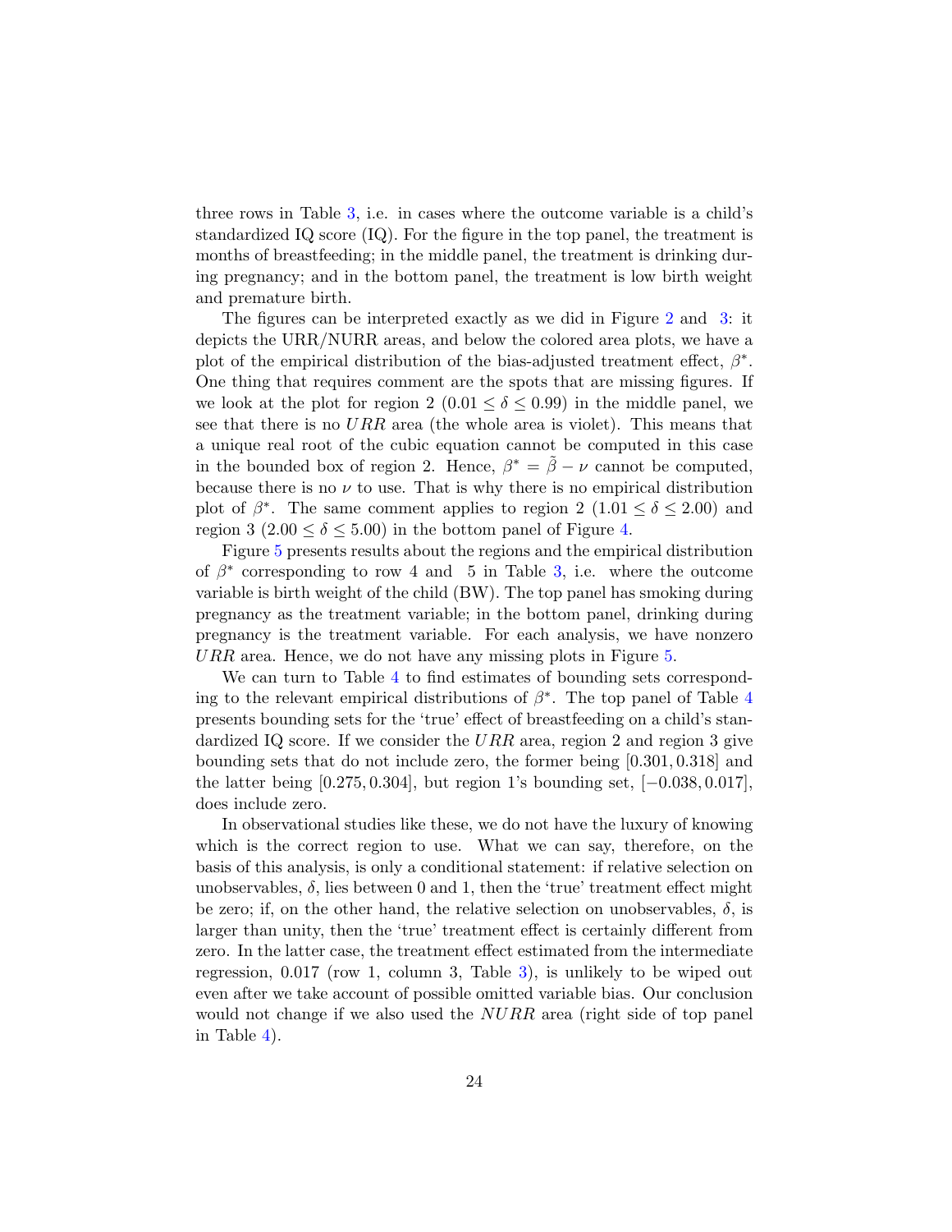three rows in Table 3, i.e. in cases where the outcome variable is a child's standardized IQ score (IQ). For the figure in the top panel, the treatment is months of breastfeeding; in the middle panel, the treatment is drinking during pregnancy; and in the bottom panel, the treatment is low birth weight and premature birth.

The figures can be interpreted exactly as we did in Figure 2 and 3: it depicts the URR/NURR areas, and below the colored area plots, we have a plot of the empirical distribution of the bias-adjusted treatment effect, $\beta^*$. One thing that requires comment are the spots that are missing figures. If we look at the plot for region 2 ($0.01 \leq \delta \leq 0.99$) in the middle panel, we see that there is no $URR$ area (the whole area is violet). This means that a unique real root of the cubic equation cannot be computed in this case in the bounded box of region 2. Hence, $\beta^* = \tilde{\beta} - \nu$ cannot be computed, because there is no $\nu$ to use. That is why there is no empirical distribution plot of $\beta^*$. The same comment applies to region 2 ($1.01 \leq \delta \leq 2.00$) and region 3 ($2.00 \leq \delta \leq 5.00$) in the bottom panel of Figure 4.

Figure 5 presents results about the regions and the empirical distribution of $\beta^*$ corresponding to row 4 and 5 in Table 3, i.e. where the outcome variable is birth weight of the child (BW). The top panel has smoking during pregnancy as the treatment variable; in the bottom panel, drinking during pregnancy is the treatment variable. For each analysis, we have nonzero $URR$ area. Hence, we do not have any missing plots in Figure 5.

We can turn to Table 4 to find estimates of bounding sets corresponding to the relevant empirical distributions of $\beta^*$. The top panel of Table 4 presents bounding sets for the 'true' effect of breastfeeding on a child's standardized IQ score. If we consider the $URR$ area, region 2 and region 3 give bounding sets that do not include zero, the former being $[0.301, 0.318]$ and the latter being $[0.275, 0.304]$, but region 1's bounding set, $[-0.038, 0.017]$, does include zero.

In observational studies like these, we do not have the luxury of knowing which is the correct region to use. What we can say, therefore, on the basis of this analysis, is only a conditional statement: if relative selection on unobservables, $\delta$, lies between 0 and 1, then the 'true' treatment effect might be zero; if, on the other hand, the relative selection on unobservables, $\delta$, is larger than unity, then the 'true' treatment effect is certainly different from zero. In the latter case, the treatment effect estimated from the intermediate regression, 0.017 (row 1, column 3, Table 3), is unlikely to be wiped out even after we take account of possible omitted variable bias. Our conclusion would not change if we also used the $NURR$ area (right side of top panel in Table 4).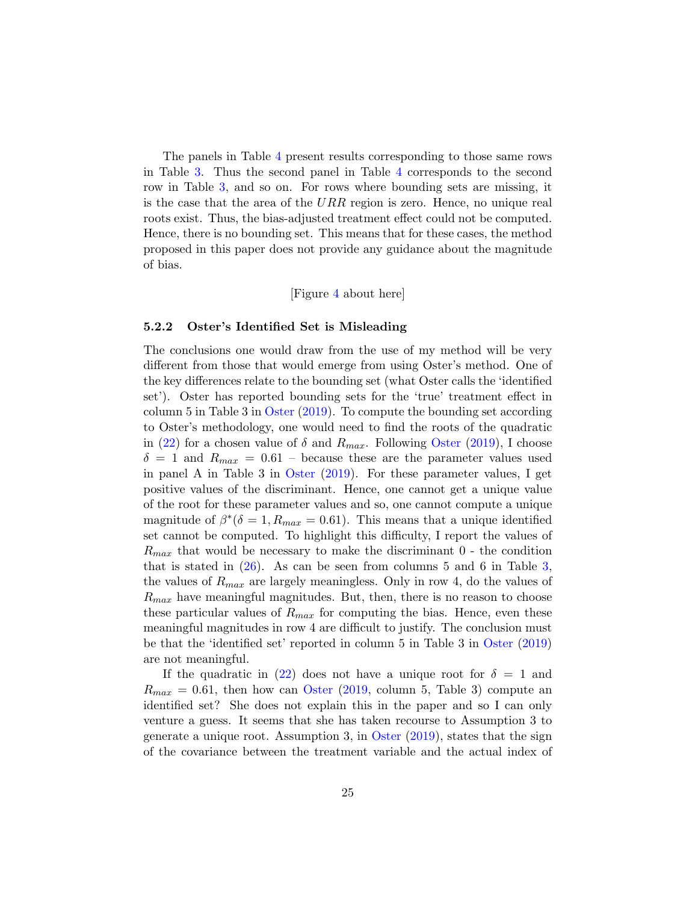The panels in Table 4 present results corresponding to those same rows in Table 3. Thus the second panel in Table 4 corresponds to the second row in Table 3, and so on. For rows where bounding sets are missing, it is the case that the area of the $URR$ region is zero. Hence, no unique real roots exist. Thus, the bias-adjusted treatment effect could not be computed. Hence, there is no bounding set. This means that for these cases, the method proposed in this paper does not provide any guidance about the magnitude of bias.

[Figure 4 about here]

### 5.2.2 Oster's Identified Set is Misleading

The conclusions one would draw from the use of my method will be very different from those that would emerge from using Oster's method. One of the key differences relate to the bounding set (what Oster calls the 'identified set'). Oster has reported bounding sets for the 'true' treatment effect in column 5 in Table 3 in Oster (2019). To compute the bounding set according to Oster's methodology, one would need to find the roots of the quadratic in (22) for a chosen value of $\delta$ and $R_{max}$. Following Oster (2019), I choose $\delta = 1$ and $R_{max} = 0.61$ – because these are the parameter values used in panel A in Table 3 in Oster (2019). For these parameter values, I get positive values of the discriminant. Hence, one cannot get a unique value of the root for these parameter values and so, one cannot compute a unique magnitude of $\beta^*(\delta = 1, R_{max} = 0.61)$. This means that a unique identified set cannot be computed. To highlight this difficulty, I report the values of $R_{max}$ that would be necessary to make the discriminant 0 - the condition that is stated in (26). As can be seen from columns 5 and 6 in Table 3, the values of $R_{max}$ are largely meaningless. Only in row 4, do the values of $R_{max}$ have meaningful magnitudes. But, then, there is no reason to choose these particular values of $R_{max}$ for computing the bias. Hence, even these meaningful magnitudes in row 4 are difficult to justify. The conclusion must be that the 'identified set' reported in column 5 in Table 3 in Oster (2019) are not meaningful.

If the quadratic in (22) does not have a unique root for $\delta = 1$ and $R_{max} = 0.61$, then how can Oster (2019, column 5, Table 3) compute an identified set? She does not explain this in the paper and so I can only venture a guess. It seems that she has taken recourse to Assumption 3 to generate a unique root. Assumption 3, in Oster (2019), states that the sign of the covariance between the treatment variable and the actual index of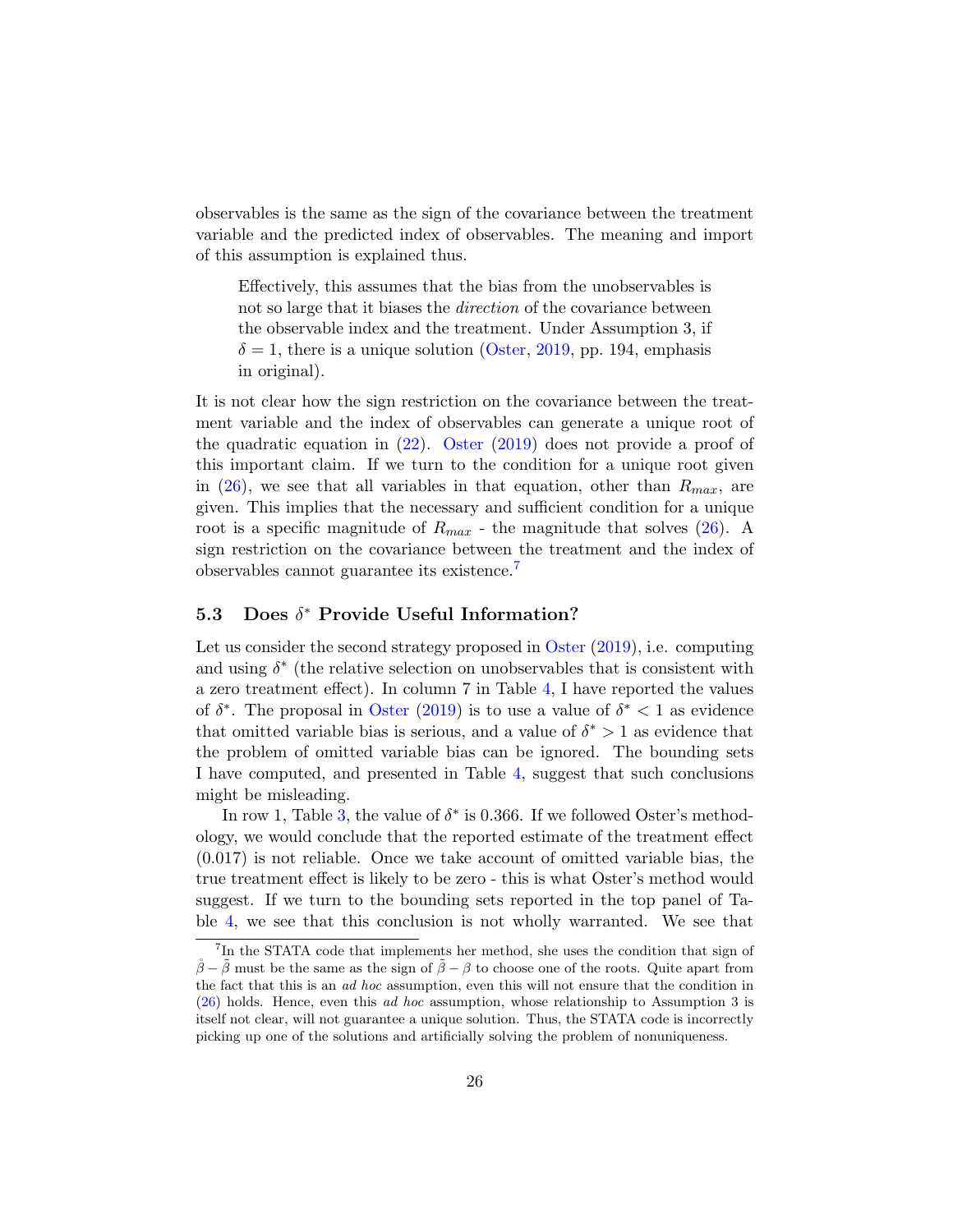observables is the same as the sign of the covariance between the treatment variable and the predicted index of observables. The meaning and import of this assumption is explained thus.

> Effectively, this assumes that the bias from the unobservables is not so large that it biases the *direction* of the covariance between the observable index and the treatment. Under Assumption 3, if $\delta = 1$, there is a unique solution (Oster, 2019, pp. 194, emphasis in original).

It is not clear how the sign restriction on the covariance between the treatment variable and the index of observables can generate a unique root of the quadratic equation in (22). Oster (2019) does not provide a proof of this important claim. If we turn to the condition for a unique root given in (26), we see that all variables in that equation, other than $R_{max}$, are given. This implies that the necessary and sufficient condition for a unique root is a specific magnitude of $R_{max}$ - the magnitude that solves (26). A sign restriction on the covariance between the treatment and the index of observables cannot guarantee its existence.[7]

### 5.3 Does $\delta^*$ Provide Useful Information?

Let us consider the second strategy proposed in Oster (2019), i.e. computing and using $\delta^*$ (the relative selection on unobservables that is consistent with a zero treatment effect). In column 7 in Table 4, I have reported the values of $\delta^*$. The proposal in Oster (2019) is to use a value of $\delta^* < 1$ as evidence that omitted variable bias is serious, and a value of $\delta^* > 1$ as evidence that the problem of omitted variable bias can be ignored. The bounding sets I have computed, and presented in Table 4, suggest that such conclusions might be misleading.

In row 1, Table 3, the value of $\delta^*$ is 0.366. If we followed Oster's methodology, we would conclude that the reported estimate of the treatment effect (0.017) is not reliable. Once we take account of omitted variable bias, the true treatment effect is likely to be zero - this is what Oster's method would suggest. If we turn to the bounding sets reported in the top panel of Table 4, we see that this conclusion is not wholly warranted. We see that

[7] In the STATA code that implements her method, she uses the condition that sign of $\mathring{\beta} - \tilde{\beta}$ must be the same as the sign of $\tilde{\beta} - \beta$ to choose one of the roots. Quite apart from the fact that this is an *ad hoc* assumption, even this will not ensure that the condition in (26) holds. Hence, even this *ad hoc* assumption, whose relationship to Assumption 3 is itself not clear, will not guarantee a unique solution. Thus, the STATA code is incorrectly picking up one of the solutions and artificially solving the problem of nonuniqueness.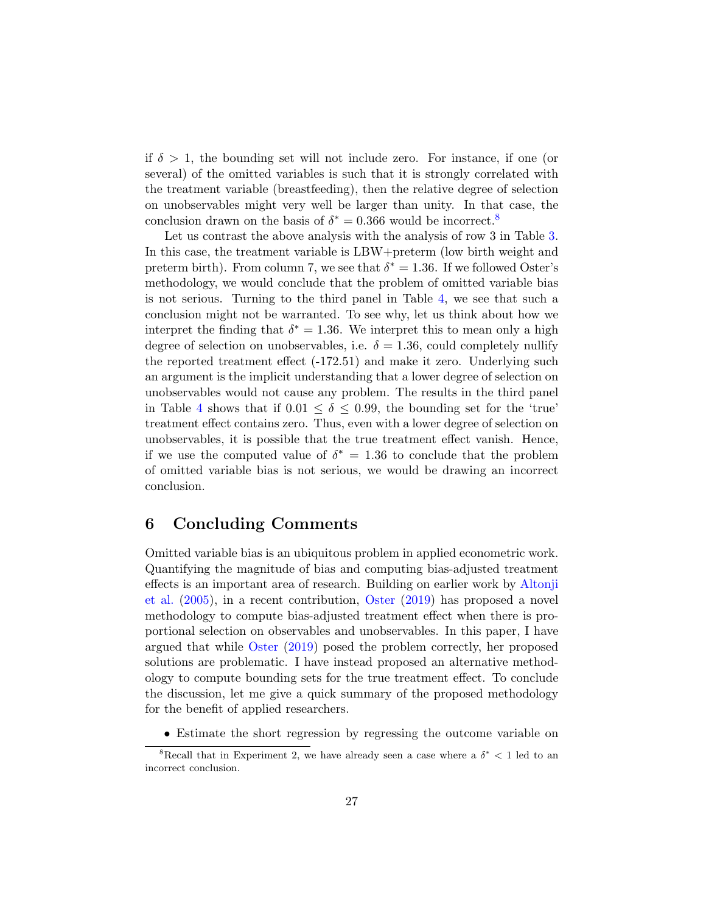if $\delta > 1$, the bounding set will not include zero. For instance, if one (or several) of the omitted variables is such that it is strongly correlated with the treatment variable (breastfeeding), then the relative degree of selection on unobservables might very well be larger than unity. In that case, the conclusion drawn on the basis of $\delta^* = 0.366$ would be incorrect.[8]

Let us contrast the above analysis with the analysis of row 3 in Table 3. In this case, the treatment variable is LBW+preterm (low birth weight and preterm birth). From column 7, we see that $\delta^* = 1.36$. If we followed Oster's methodology, we would conclude that the problem of omitted variable bias is not serious. Turning to the third panel in Table 4, we see that such a conclusion might not be warranted. To see why, let us think about how we interpret the finding that $\delta^* = 1.36$. We interpret this to mean only a high degree of selection on unobservables, i.e. $\delta = 1.36$, could completely nullify the reported treatment effect (-172.51) and make it zero. Underlying such an argument is the implicit understanding that a lower degree of selection on unobservables would not cause any problem. The results in the third panel in Table 4 shows that if $0.01 \leq \delta \leq 0.99$, the bounding set for the 'true' treatment effect contains zero. Thus, even with a lower degree of selection on unobservables, it is possible that the true treatment effect vanish. Hence, if we use the computed value of $\delta^* = 1.36$ to conclude that the problem of omitted variable bias is not serious, we would be drawing an incorrect conclusion.

## 6 Concluding Comments

Omitted variable bias is an ubiquitous problem in applied econometric work. Quantifying the magnitude of bias and computing bias-adjusted treatment effects is an important area of research. Building on earlier work by Altonji et al. (2005), in a recent contribution, Oster (2019) has proposed a novel methodology to compute bias-adjusted treatment effect when there is proportional selection on observables and unobservables. In this paper, I have argued that while Oster (2019) posed the problem correctly, her proposed solutions are problematic. I have instead proposed an alternative methodology to compute bounding sets for the true treatment effect. To conclude the discussion, let me give a quick summary of the proposed methodology for the benefit of applied researchers.

- Estimate the short regression by regressing the outcome variable on

[8] Recall that in Experiment 2, we have already seen a case where a $\delta^* < 1$ led to an incorrect conclusion.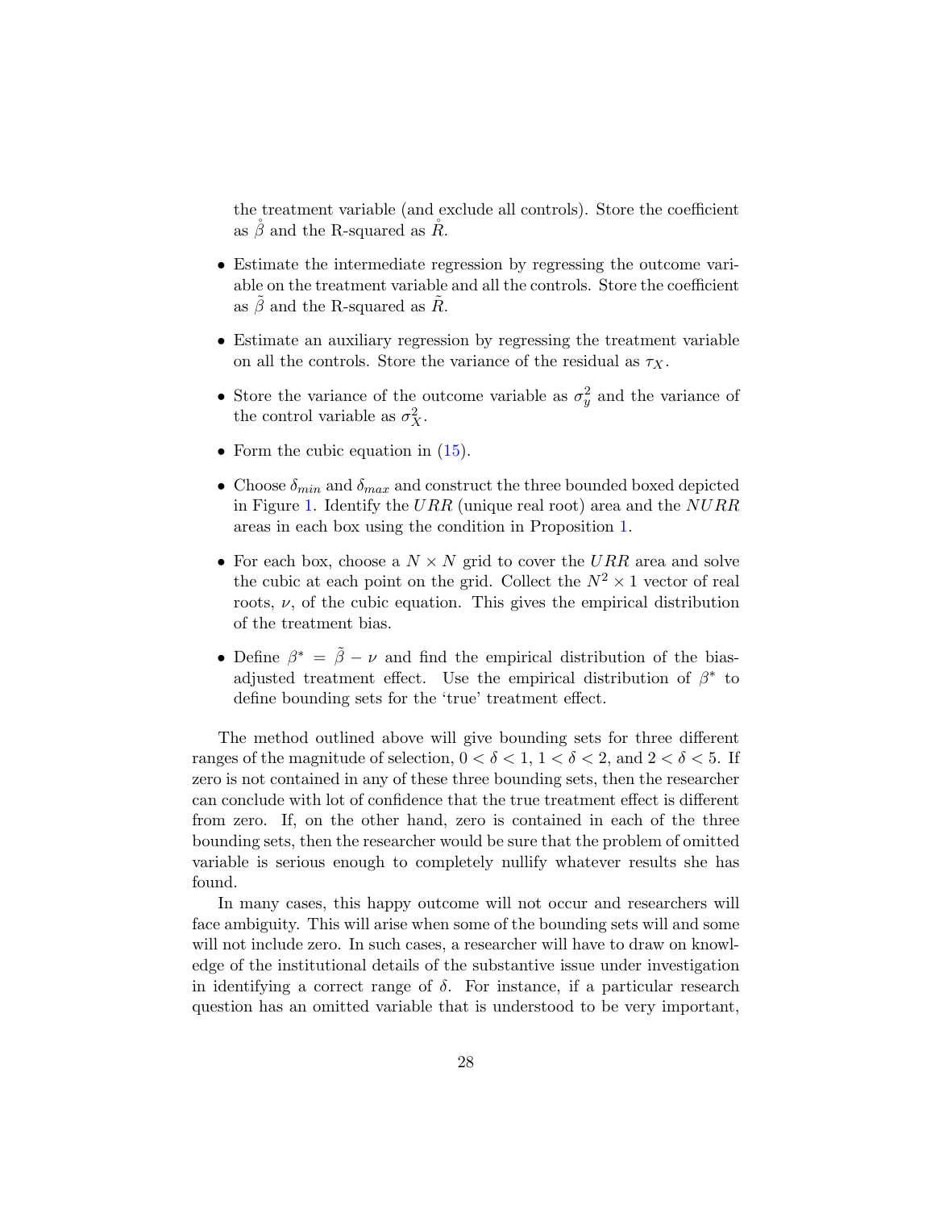the treatment variable (and exclude all controls). Store the coefficient as $\mathring{\beta}$ and the R-squared as $\mathring{R}$.

- Estimate the intermediate regression by regressing the outcome variable on the treatment variable and all the controls. Store the coefficient as $\tilde{\beta}$ and the R-squared as $\tilde{R}$.
- Estimate an auxiliary regression by regressing the treatment variable on all the controls. Store the variance of the residual as $\tau_X$.
- Store the variance of the outcome variable as $\sigma_y^2$ and the variance of the control variable as $\sigma_X^2$.
- Form the cubic equation in (15).
- Choose $\delta_{min}$ and $\delta_{max}$ and construct the three bounded boxed depicted in Figure 1. Identify the $URR$ (unique real root) area and the $NURR$ areas in each box using the condition in Proposition 1.
- For each box, choose a $N \times N$ grid to cover the $URR$ area and solve the cubic at each point on the grid. Collect the $N^2 \times 1$ vector of real roots, $\nu$, of the cubic equation. This gives the empirical distribution of the treatment bias.
- Define $\beta^* = \tilde{\beta} - \nu$ and find the empirical distribution of the bias-adjusted treatment effect. Use the empirical distribution of $\beta^*$ to define bounding sets for the 'true' treatment effect.

The method outlined above will give bounding sets for three different ranges of the magnitude of selection, $0 < \delta < 1$, $1 < \delta < 2$, and $2 < \delta < 5$. If zero is not contained in any of these three bounding sets, then the researcher can conclude with lot of confidence that the true treatment effect is different from zero. If, on the other hand, zero is contained in each of the three bounding sets, then the researcher would be sure that the problem of omitted variable is serious enough to completely nullify whatever results she has found.

In many cases, this happy outcome will not occur and researchers will face ambiguity. This will arise when some of the bounding sets will and some will not include zero. In such cases, a researcher will have to draw on knowledge of the institutional details of the substantive issue under investigation in identifying a correct range of $\delta$. For instance, if a particular research question has an omitted variable that is understood to be very important,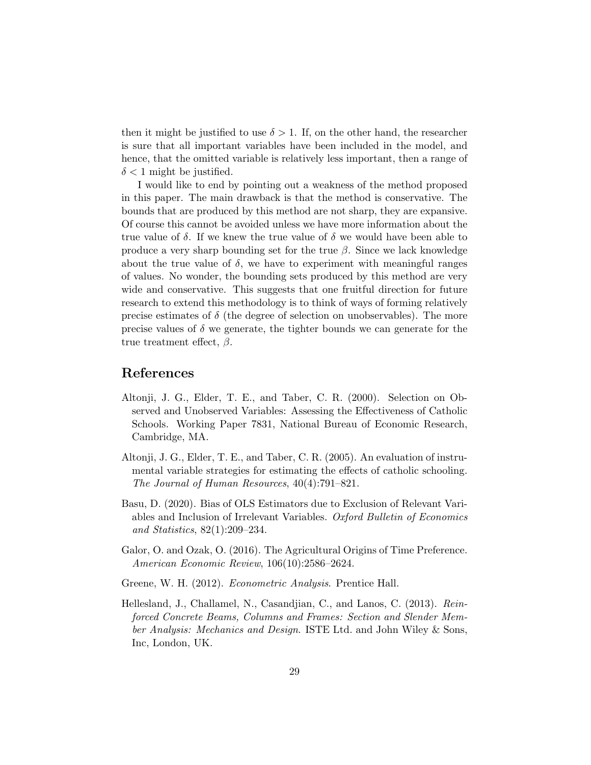then it might be justified to use $\delta > 1$. If, on the other hand, the researcher is sure that all important variables have been included in the model, and hence, that the omitted variable is relatively less important, then a range of $\delta < 1$ might be justified.

I would like to end by pointing out a weakness of the method proposed in this paper. The main drawback is that the method is conservative. The bounds that are produced by this method are not sharp, they are expansive. Of course this cannot be avoided unless we have more information about the true value of $\delta$. If we knew the true value of $\delta$ we would have been able to produce a very sharp bounding set for the true $\beta$. Since we lack knowledge about the true value of $\delta$, we have to experiment with meaningful ranges of values. No wonder, the bounding sets produced by this method are very wide and conservative. This suggests that one fruitful direction for future research to extend this methodology is to think of ways of forming relatively precise estimates of $\delta$ (the degree of selection on unobservables). The more precise values of $\delta$ we generate, the tighter bounds we can generate for the true treatment effect, $\beta$.

## References

Altonji, J. G., Elder, T. E., and Taber, C. R. (2000). Selection on Observed and Unobserved Variables: Assessing the Effectiveness of Catholic Schools. Working Paper 7831, National Bureau of Economic Research, Cambridge, MA.

Altonji, J. G., Elder, T. E., and Taber, C. R. (2005). An evaluation of instrumental variable strategies for estimating the effects of catholic schooling. *The Journal of Human Resources*, 40(4):791–821.

Basu, D. (2020). Bias of OLS Estimators due to Exclusion of Relevant Variables and Inclusion of Irrelevant Variables. *Oxford Bulletin of Economics and Statistics*, 82(1):209–234.

Galor, O. and Ozak, O. (2016). The Agricultural Origins of Time Preference. *American Economic Review*, 106(10):2586–2624.

Greene, W. H. (2012). *Econometric Analysis*. Prentice Hall.

Hellesland, J., Challamel, N., Casandjian, C., and Lanos, C. (2013). *Reinforced Concrete Beams, Columns and Frames: Section and Slender Member Analysis: Mechanics and Design*. ISTE Ltd. and John Wiley & Sons, Inc, London, UK.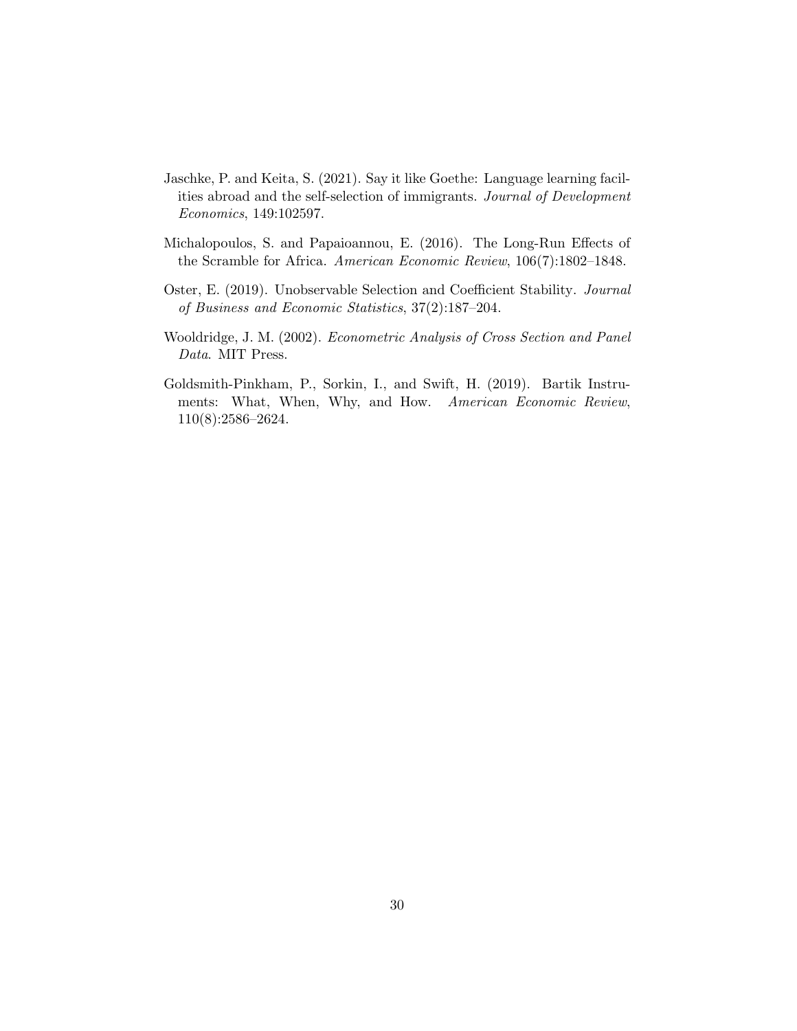Jaschke, P. and Keita, S. (2021). Say it like Goethe: Language learning facilities abroad and the self-selection of immigrants. *Journal of Development Economics*, 149:102597.

Michalopoulos, S. and Papaioannou, E. (2016). The Long-Run Effects of the Scramble for Africa. *American Economic Review*, 106(7):1802–1848.

Oster, E. (2019). Unobservable Selection and Coefficient Stability. *Journal of Business and Economic Statistics*, 37(2):187–204.

Wooldridge, J. M. (2002). *Econometric Analysis of Cross Section and Panel Data*. MIT Press.

Goldsmith-Pinkham, P., Sorkin, I., and Swift, H. (2019). Bartik Instruments: What, When, Why, and How. *American Economic Review*, 110(8):2586–2624.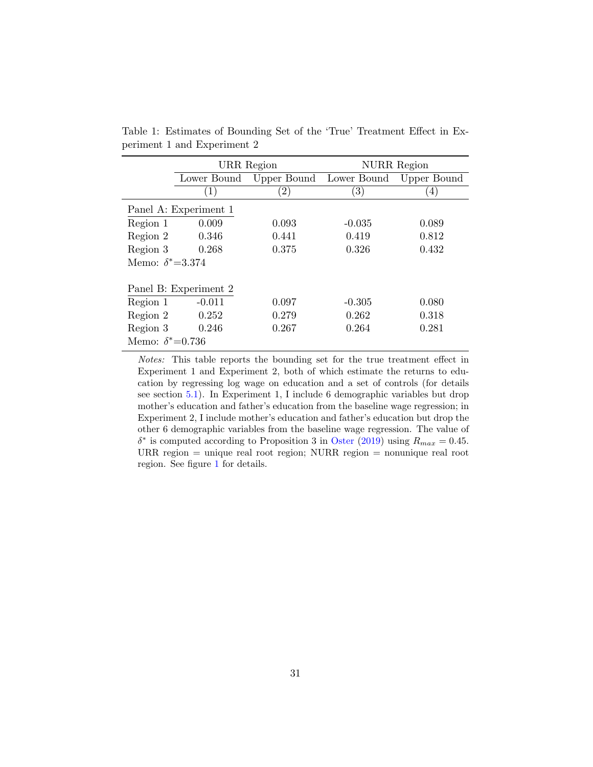Table 1: Estimates of Bounding Set of the 'True' Treatment Effect in Experiment 1 and Experiment 2

| | URR Region | | NURR Region | |
|---|---|---|---|---|
| | Lower Bound | Upper Bound | Lower Bound | Upper Bound |
| | (1) | (2) | (3) | (4) |
| Panel A: Experiment 1 | | | | |
| Region 1 | 0.009 | 0.093 | -0.035 | 0.089 |
| Region 2 | 0.346 | 0.441 | 0.419 | 0.812 |
| Region 3 | 0.268 | 0.375 | 0.326 | 0.432 |
| Memo: $\delta^*$=3.374 | | | | |
| Panel B: Experiment 2 | | | | |
| Region 1 | -0.011 | 0.097 | -0.305 | 0.080 |
| Region 2 | 0.252 | 0.279 | 0.262 | 0.318 |
| Region 3 | 0.246 | 0.267 | 0.264 | 0.281 |
| Memo: $\delta^*$=0.736 | | | | |

*Notes:* This table reports the bounding set for the true treatment effect in Experiment 1 and Experiment 2, both of which estimate the returns to education by regressing log wage on education and a set of controls (for details see section 5.1). In Experiment 1, I include 6 demographic variables but drop mother's education and father's education from the baseline wage regression; in Experiment 2, I include mother's education and father's education but drop the other 6 demographic variables from the baseline wage regression. The value of $\delta^*$ is computed according to Proposition 3 in Oster (2019) using $R_{max} = 0.45$. URR region = unique real root region; NURR region = nonunique real root region. See figure 1 for details.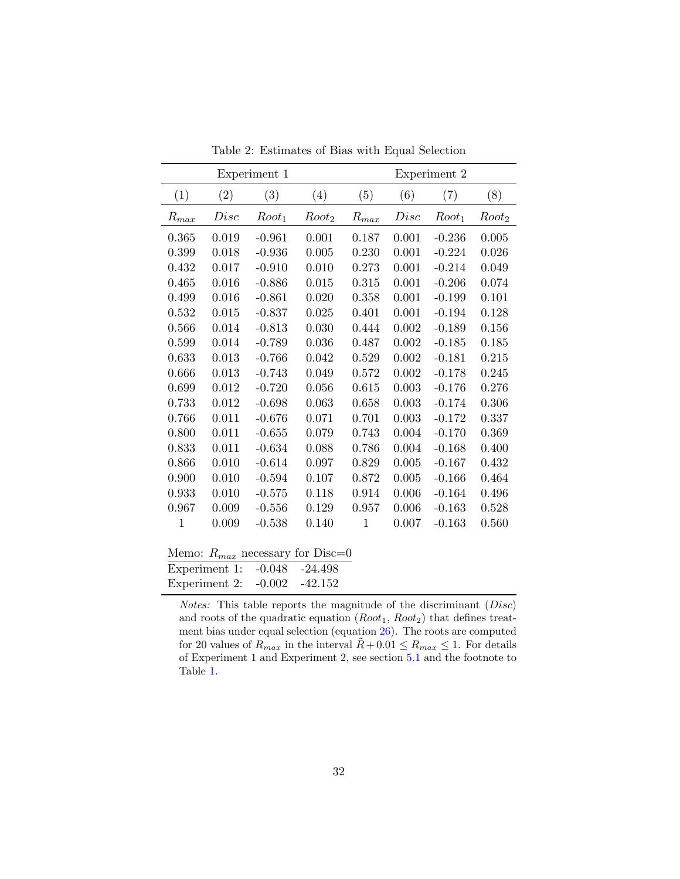Table 2: Estimates of Bias with Equal Selection

| Experiment 1 | | | | Experiment 2 | | | |
|---|---|---|---|---|---|---|---|
| (1) | (2) | (3) | (4) | (5) | (6) | (7) | (8) |
| $R_{max}$ | $Disc$ | $Root_1$ | $Root_2$ | $R_{max}$ | $Disc$ | $Root_1$ | $Root_2$ |
| 0.365 | 0.019 | -0.961 | 0.001 | 0.187 | 0.001 | -0.236 | 0.005 |
| 0.399 | 0.018 | -0.936 | 0.005 | 0.230 | 0.001 | -0.224 | 0.026 |
| 0.432 | 0.017 | -0.910 | 0.010 | 0.273 | 0.001 | -0.214 | 0.049 |
| 0.465 | 0.016 | -0.886 | 0.015 | 0.315 | 0.001 | -0.206 | 0.074 |
| 0.499 | 0.016 | -0.861 | 0.020 | 0.358 | 0.001 | -0.199 | 0.101 |
| 0.532 | 0.015 | -0.837 | 0.025 | 0.401 | 0.001 | -0.194 | 0.128 |
| 0.566 | 0.014 | -0.813 | 0.030 | 0.444 | 0.002 | -0.189 | 0.156 |
| 0.599 | 0.014 | -0.789 | 0.036 | 0.487 | 0.002 | -0.185 | 0.185 |
| 0.633 | 0.013 | -0.766 | 0.042 | 0.529 | 0.002 | -0.181 | 0.215 |
| 0.666 | 0.013 | -0.743 | 0.049 | 0.572 | 0.002 | -0.178 | 0.245 |
| 0.699 | 0.012 | -0.720 | 0.056 | 0.615 | 0.003 | -0.176 | 0.276 |
| 0.733 | 0.012 | -0.698 | 0.063 | 0.658 | 0.003 | -0.174 | 0.306 |
| 0.766 | 0.011 | -0.676 | 0.071 | 0.701 | 0.003 | -0.172 | 0.337 |
| 0.800 | 0.011 | -0.655 | 0.079 | 0.743 | 0.004 | -0.170 | 0.369 |
| 0.833 | 0.011 | -0.634 | 0.088 | 0.786 | 0.004 | -0.168 | 0.400 |
| 0.866 | 0.010 | -0.614 | 0.097 | 0.829 | 0.005 | -0.167 | 0.432 |
| 0.900 | 0.010 | -0.594 | 0.107 | 0.872 | 0.005 | -0.166 | 0.464 |
| 0.933 | 0.010 | -0.575 | 0.118 | 0.914 | 0.006 | -0.164 | 0.496 |
| 0.967 | 0.009 | -0.556 | 0.129 | 0.957 | 0.006 | -0.163 | 0.528 |
| 1 | 0.009 | -0.538 | 0.140 | 1 | 0.007 | -0.163 | 0.560 |

| Memo: $R_{max}$ necessary for Disc=0 | | |
|---|---|---|
| Experiment 1: | -0.048 | -24.498 |
| Experiment 2: | -0.002 | -42.152 |

*Notes:* This table reports the magnitude of the discriminant ($Disc$) and roots of the quadratic equation ($Root_1$, $Root_2$) that defines treatment bias under equal selection (equation 26). The roots are computed for 20 values of $R_{max}$ in the interval $\tilde{R} + 0.01 \leq R_{max} \leq 1$. For details of Experiment 1 and Experiment 2, see section 5.1 and the footnote to Table 1.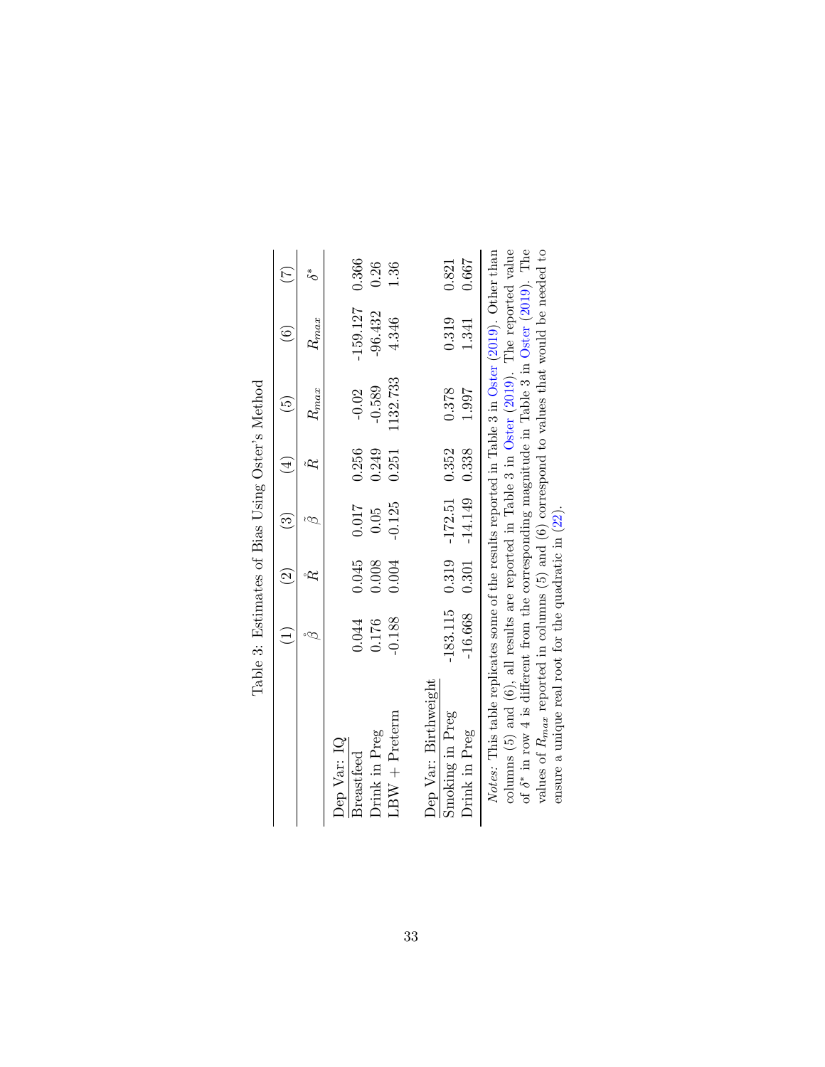Table 3: Estimates of Bias Using Oster's Method

| | (1) | (2) | (3) | (4) | (5) | (6) | (7) |
|---|---|---|---|---|---|---|---|
| | $\mathring{\beta}$ | $\mathring{R}$ | $\tilde{\beta}$ | $\tilde{R}$ | $R_{max}$ | $R_{max}$ | $\delta^*$ |
| Dep Var: IQ | | | | | | | |
| Breastfeed | 0.044 | 0.045 | 0.017 | 0.256 | -0.02 | -159.127 | 0.366 |
| Drink in Preg | 0.176 | 0.008 | 0.05 | 0.249 | -0.589 | -96.432 | 0.26 |
| LBW + Preterm | -0.188 | 0.004 | -0.125 | 0.251 | 1132.733 | 4.346 | 1.36 |
| Dep Var: Birthweight | | | | | | | |
| Smoking in Preg | -183.115 | 0.319 | -172.51 | 0.352 | 0.378 | 0.319 | 0.821 |
| Drink in Preg | -16.668 | 0.301 | -14.149 | 0.338 | 1.997 | 1.341 | 0.667 |

*Notes:* This table replicates some of the results reported in Table 3 in Oster (2019). Other than columns (5) and (6), all results are reported in Table 3 in Oster (2019). The reported value of $\delta^*$ in row 4 is different from the corresponding magnitude in Table 3 in Oster (2019). The values of $R_{max}$ reported in columns (5) and (6) correspond to values that would be needed to ensure a unique real root for the quadratic in (22).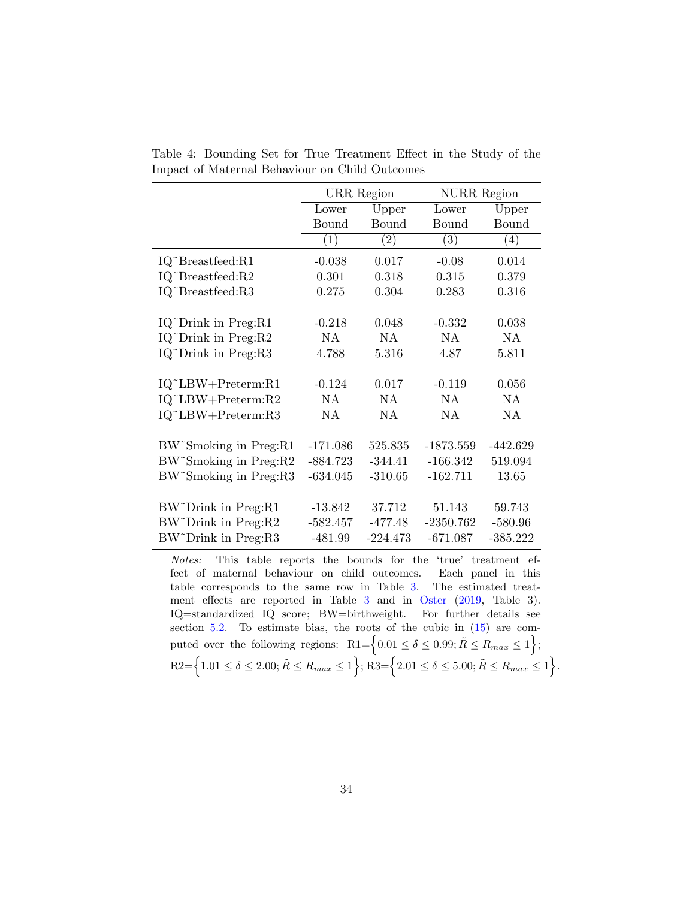Table 4: Bounding Set for True Treatment Effect in the Study of the Impact of Maternal Behaviour on Child Outcomes

| | URR Region | | NURR Region | |
|---|---|---|---|---|
| | Lower Bound | Upper Bound | Lower Bound | Upper Bound |
| | (1) | (2) | (3) | (4) |
| IQ~Breastfeed:R1 | -0.038 | 0.017 | -0.08 | 0.014 |
| IQ~Breastfeed:R2 | 0.301 | 0.318 | 0.315 | 0.379 |
| IQ~Breastfeed:R3 | 0.275 | 0.304 | 0.283 | 0.316 |
| | | | | |
| IQ~Drink in Preg:R1 | -0.218 | 0.048 | -0.332 | 0.038 |
| IQ~Drink in Preg:R2 | NA | NA | NA | NA |
| IQ~Drink in Preg:R3 | 4.788 | 5.316 | 4.87 | 5.811 |
| | | | | |
| IQ~LBW+Preterm:R1 | -0.124 | 0.017 | -0.119 | 0.056 |
| IQ~LBW+Preterm:R2 | NA | NA | NA | NA |
| IQ~LBW+Preterm:R3 | NA | NA | NA | NA |
| | | | | |
| BW~Smoking in Preg:R1 | -171.086 | 525.835 | -1873.559 | -442.629 |
| BW~Smoking in Preg:R2 | -884.723 | -344.41 | -166.342 | 519.094 |
| BW~Smoking in Preg:R3 | -634.045 | -310.65 | -162.711 | 13.65 |
| | | | | |
| BW~Drink in Preg:R1 | -13.842 | 37.712 | 51.143 | 59.743 |
| BW~Drink in Preg:R2 | -582.457 | -477.48 | -2350.762 | -580.96 |
| BW~Drink in Preg:R3 | -481.99 | -224.473 | -671.087 | -385.222 |

*Notes:* This table reports the bounds for the 'true' treatment effect of maternal behaviour on child outcomes. Each panel in this table corresponds to the same row in Table 3. The estimated treatment effects are reported in Table 3 and in Oster (2019, Table 3). IQ=standardized IQ score; BW=birthweight. For further details see section 5.2. To estimate bias, the roots of the cubic in (15) are computed over the following regions: R1=$\left\{0.01 \leq \delta \leq 0.99; \tilde{R} \leq R_{max} \leq 1\right\}$; R2=$\left\{1.01 \leq \delta \leq 2.00; \tilde{R} \leq R_{max} \leq 1\right\}$; R3=$\left\{2.01 \leq \delta \leq 5.00; \tilde{R} \leq R_{max} \leq 1\right\}$.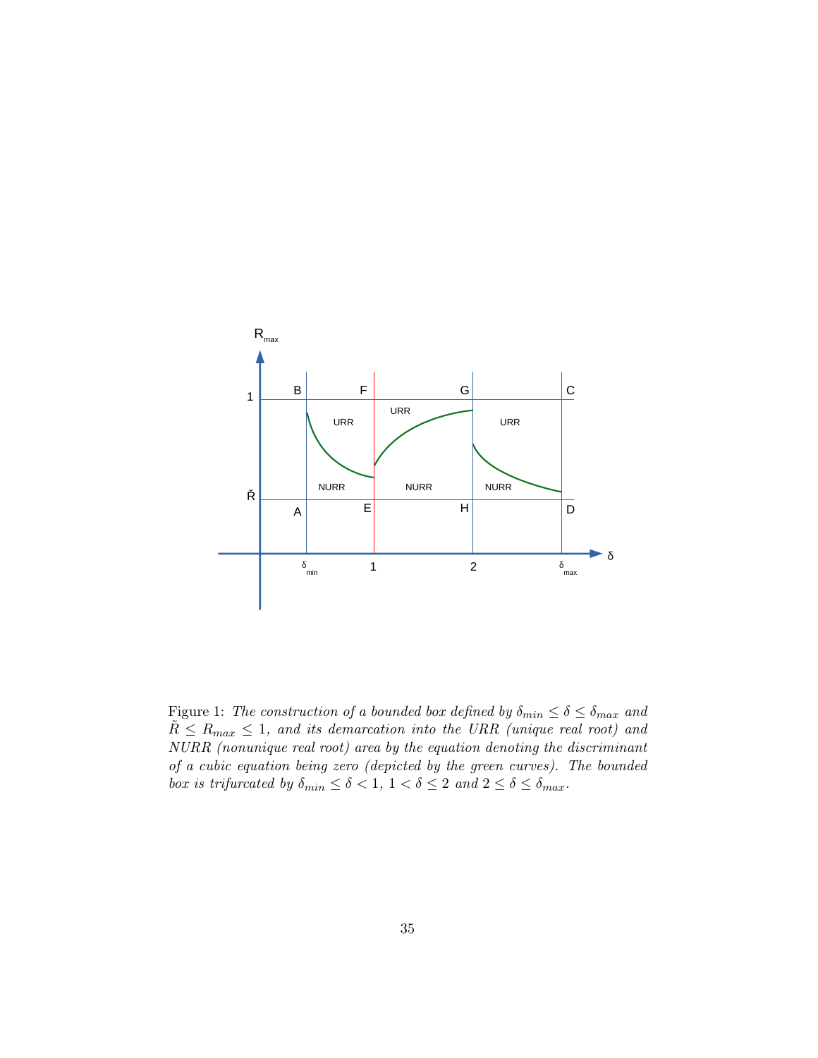Figure 1: *The construction of a bounded box defined by $\delta_{min} \leq \delta \leq \delta_{max}$ and $\tilde{R} \leq R_{max} \leq 1$, and its demarcation into the URR (unique real root) and NURR (nonunique real root) area by the equation denoting the discriminant of a cubic equation being zero (depicted by the green curves). The bounded box is trifurcated by $\delta_{min} \leq \delta < 1$, $1 < \delta \leq 2$ and $2 \leq \delta \leq \delta_{max}$.*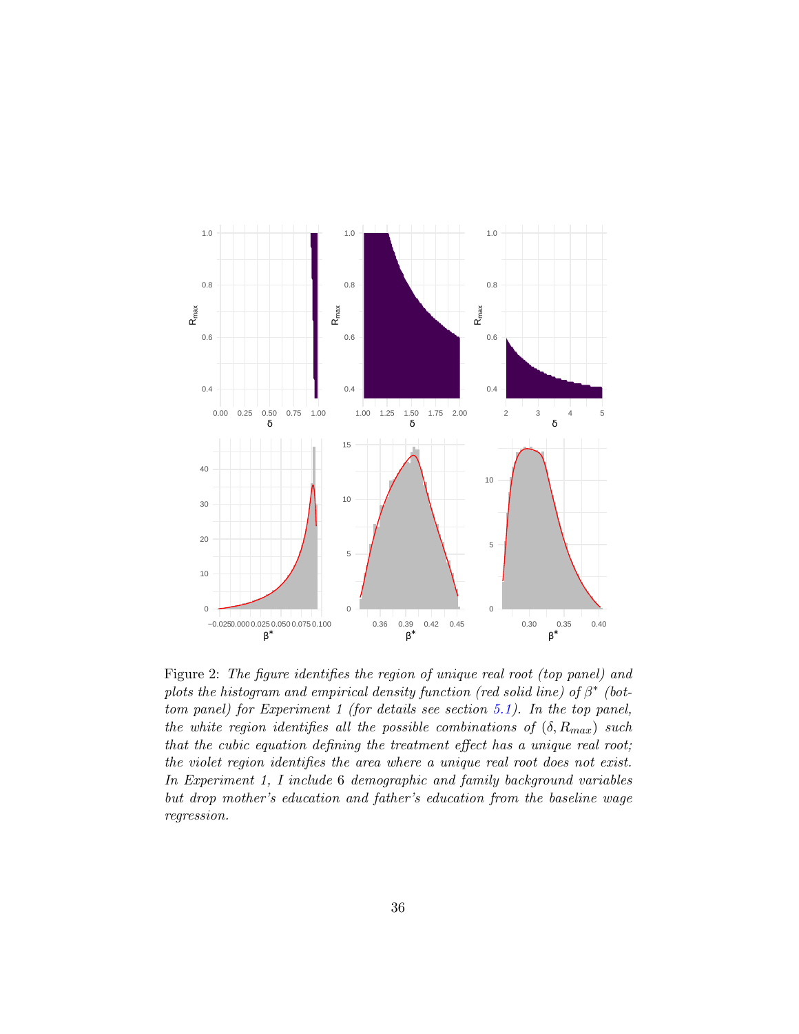Figure 2: *The figure identifies the region of unique real root (top panel) and plots the histogram and empirical density function (red solid line) of $\beta^*$ (bottom panel) for Experiment 1 (for details see section 5.1). In the top panel, the white region identifies all the possible combinations of $(\delta, R_{max})$ such that the cubic equation defining the treatment effect has a unique real root; the violet region identifies the area where a unique real root does not exist. In Experiment 1, I include* 6 *demographic and family background variables but drop mother's education and father's education from the baseline wage regression.*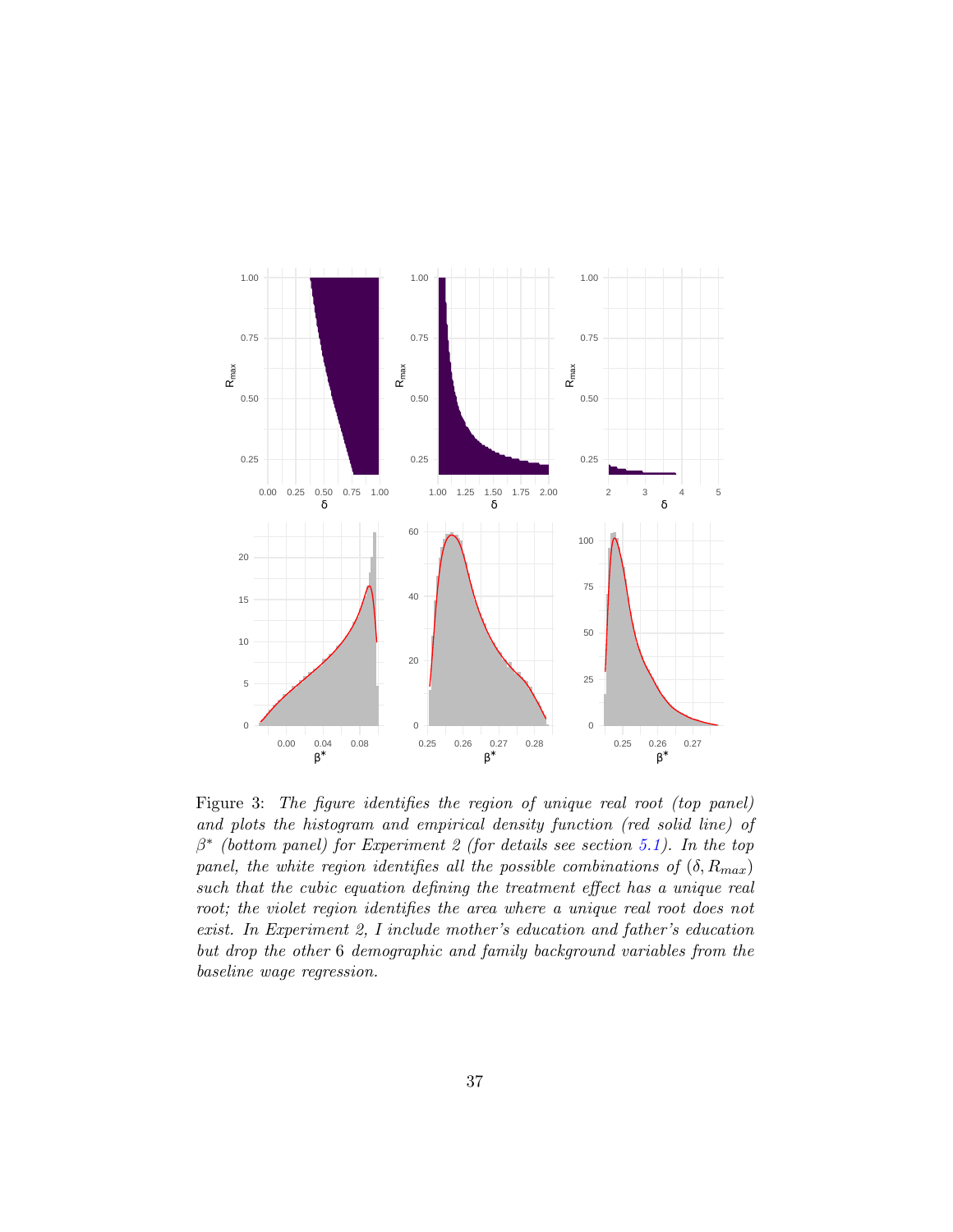Figure 3: *The figure identifies the region of unique real root (top panel) and plots the histogram and empirical density function (red solid line) of $\beta^*$ (bottom panel) for Experiment 2 (for details see section 5.1). In the top panel, the white region identifies all the possible combinations of $(\delta, R_{max})$ such that the cubic equation defining the treatment effect has a unique real root; the violet region identifies the area where a unique real root does not exist. In Experiment 2, I include mother's education and father's education but drop the other 6 demographic and family background variables from the baseline wage regression.*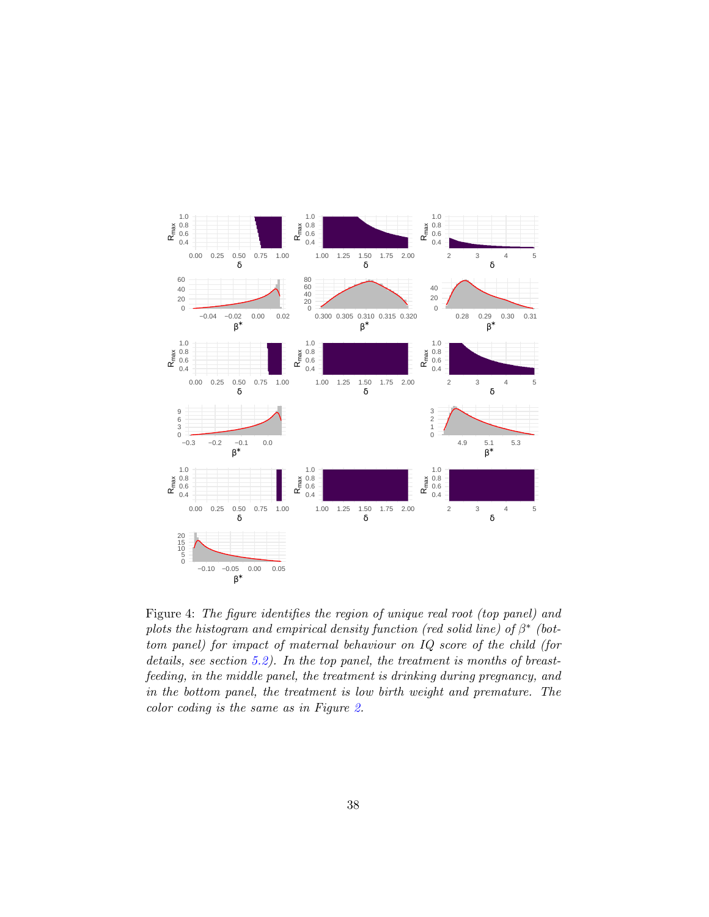Figure 4: *The figure identifies the region of unique real root (top panel) and plots the histogram and empirical density function (red solid line) of $\beta^*$ (bottom panel) for impact of maternal behaviour on IQ score of the child (for details, see section 5.2). In the top panel, the treatment is months of breast-feeding, in the middle panel, the treatment is drinking during pregnancy, and in the bottom panel, the treatment is low birth weight and premature. The color coding is the same as in Figure 2.*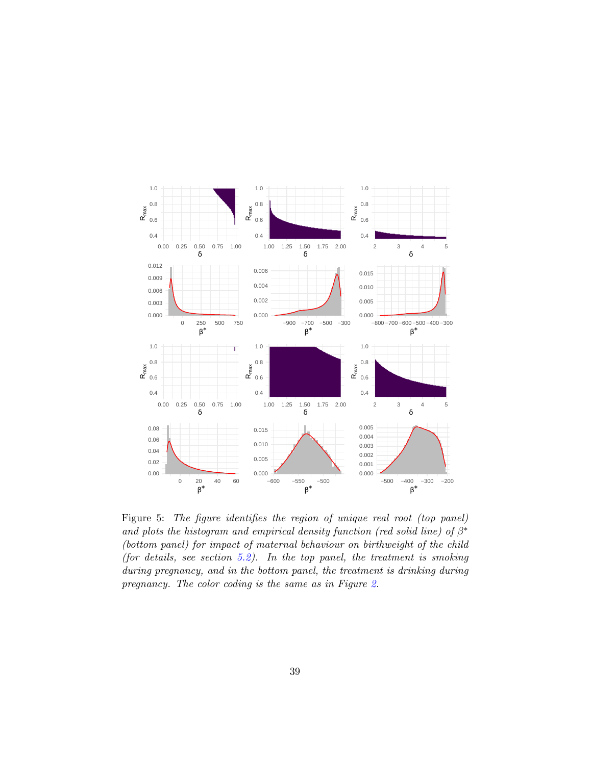Figure 5: *The figure identifies the region of unique real root (top panel) and plots the histogram and empirical density function (red solid line) of $\beta^*$ (bottom panel) for impact of maternal behaviour on birthweight of the child (for details, see section 5.2). In the top panel, the treatment is smoking during pregnancy, and in the bottom panel, the treatment is drinking during pregnancy. The color coding is the same as in Figure 2.*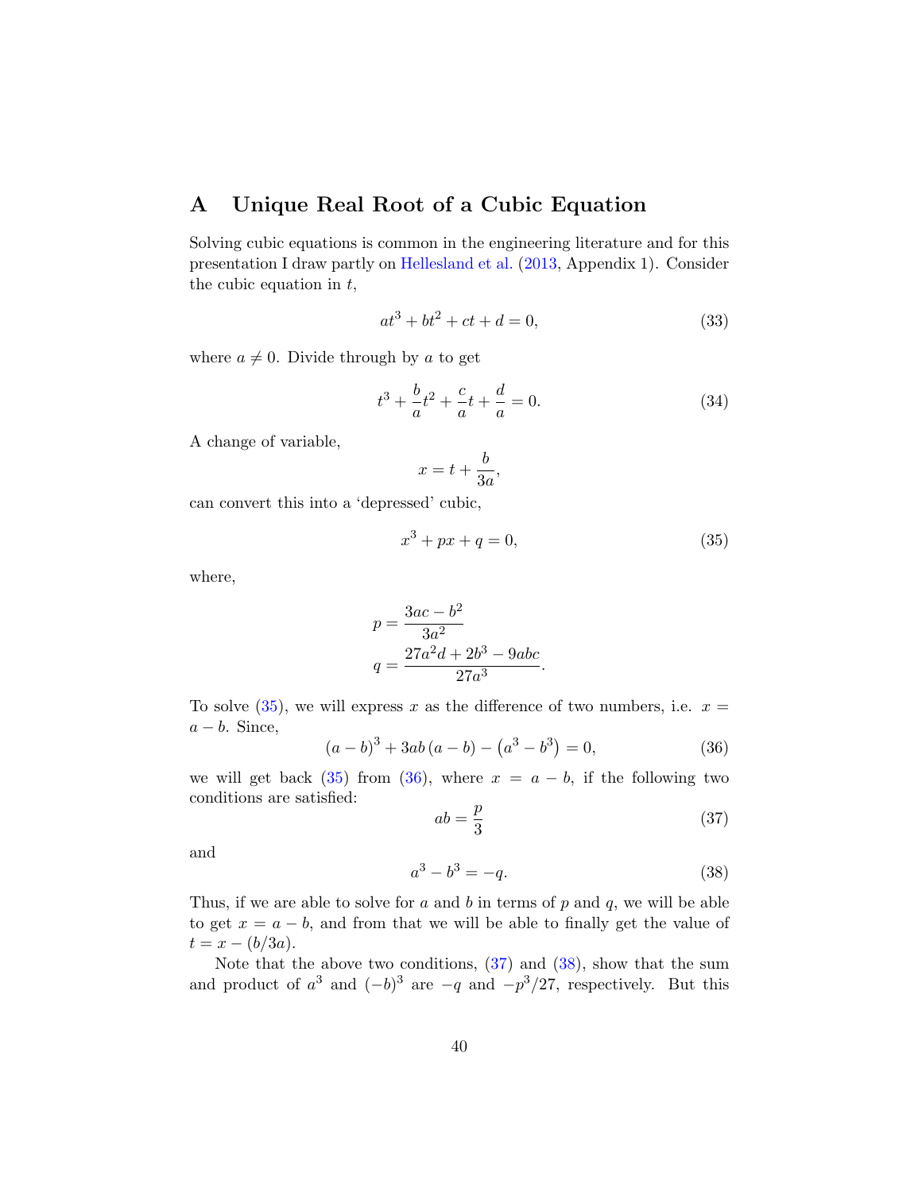# A Unique Real Root of a Cubic Equation

Solving cubic equations is common in the engineering literature and for this presentation I draw partly on Hellesland et al. (2013, Appendix 1). Consider the cubic equation in $t$,

$$at^3 + bt^2 + ct + d = 0, \tag{33}$$

where $a \neq 0$. Divide through by $a$ to get

$$t^3 + \frac{b}{a}t^2 + \frac{c}{a}t + \frac{d}{a} = 0. \tag{34}$$

A change of variable,

$$x = t + \frac{b}{3a},$$

can convert this into a 'depressed' cubic,

$$x^3 + px + q = 0, \tag{35}$$

where,

$$p = \frac{3ac - b^2}{3a^2}$$
$$q = \frac{27a^2d + 2b^3 - 9abc}{27a^3}.$$

To solve (35), we will express $x$ as the difference of two numbers, i.e. $x = a - b$. Since,

$$(a-b)^3 + 3ab\,(a-b) - \left(a^3 - b^3\right) = 0, \tag{36}$$

we will get back (35) from (36), where $x = a - b$, if the following two conditions are satisfied:

$$ab = \frac{p}{3} \tag{37}$$

and

$$a^3 - b^3 = -q. \tag{38}$$

Thus, if we are able to solve for $a$ and $b$ in terms of $p$ and $q$, we will be able to get $x = a - b$, and from that we will be able to finally get the value of $t = x - (b/3a)$.

Note that the above two conditions, (37) and (38), show that the sum and product of $a^3$ and $(-b)^3$ are $-q$ and $-p^3/27$, respectively. But this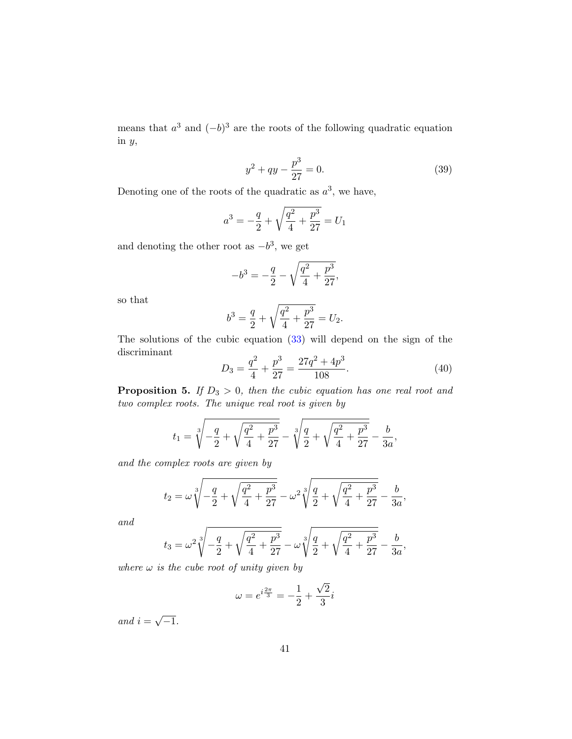means that $a^3$ and $(-b)^3$ are the roots of the following quadratic equation in $y$,

$$y^2 + qy - \frac{p^3}{27} = 0. \tag{39}$$

Denoting one of the roots of the quadratic as $a^3$, we have,

$$a^3 = -\frac{q}{2} + \sqrt{\frac{q^2}{4} + \frac{p^3}{27}} = U_1$$

and denoting the other root as $-b^3$, we get

$$-b^3 = -\frac{q}{2} - \sqrt{\frac{q^2}{4} + \frac{p^3}{27}},$$

so that

$$b^3 = \frac{q}{2} + \sqrt{\frac{q^2}{4} + \frac{p^3}{27}} = U_2.$$

The solutions of the cubic equation (33) will depend on the sign of the discriminant

$$D_3 = \frac{q^2}{4} + \frac{p^3}{27} = \frac{27q^2 + 4p^3}{108}. \tag{40}$$

**Proposition 5.** *If $D_3 > 0$, then the cubic equation has one real root and two complex roots. The unique real root is given by*

$$t_1 = \sqrt[3]{-\frac{q}{2} + \sqrt{\frac{q^2}{4} + \frac{p^3}{27}}} - \sqrt[3]{\frac{q}{2} + \sqrt{\frac{q^2}{4} + \frac{p^3}{27}}} - \frac{b}{3a},$$

*and the complex roots are given by*

$$t_2 = \omega\sqrt[3]{-\frac{q}{2} + \sqrt{\frac{q^2}{4} + \frac{p^3}{27}}} - \omega^2\sqrt[3]{\frac{q}{2} + \sqrt{\frac{q^2}{4} + \frac{p^3}{27}}} - \frac{b}{3a},$$

*and*

$$t_3 = \omega^2\sqrt[3]{-\frac{q}{2} + \sqrt{\frac{q^2}{4} + \frac{p^3}{27}}} - \omega\sqrt[3]{\frac{q}{2} + \sqrt{\frac{q^2}{4} + \frac{p^3}{27}}} - \frac{b}{3a},$$

*where $\omega$ is the cube root of unity given by*

$$\omega = e^{i\frac{2\pi}{3}} = -\frac{1}{2} + \frac{\sqrt{2}}{3}i$$

*and $i = \sqrt{-1}$.*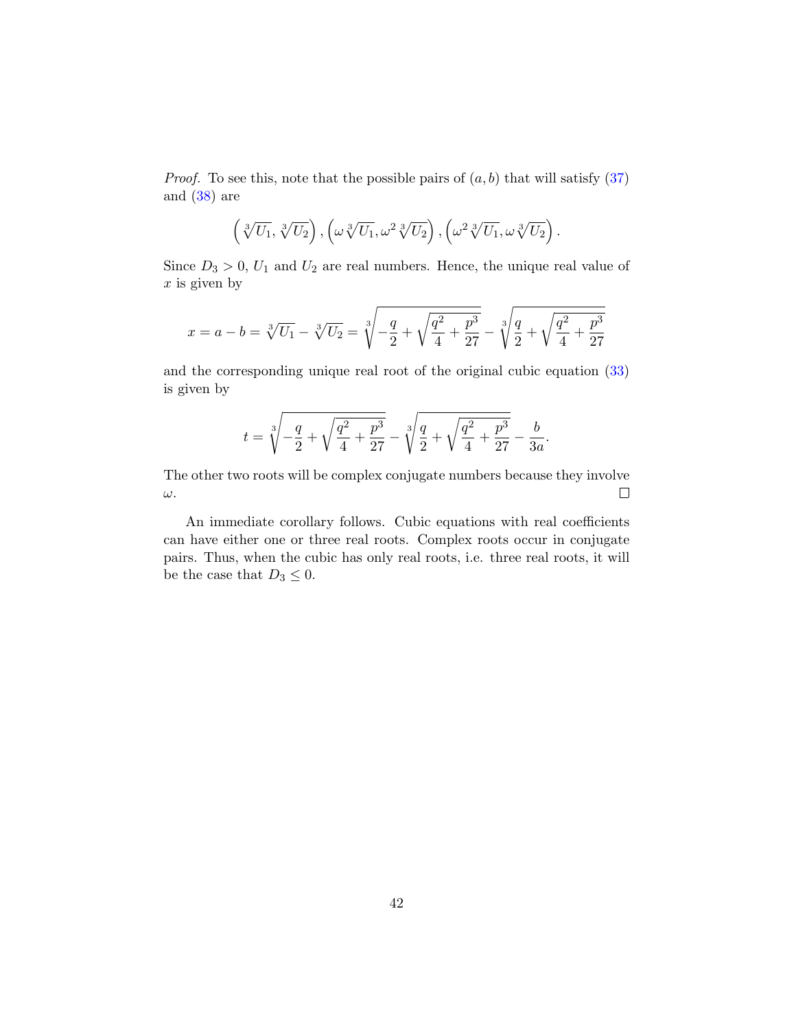*Proof.* To see this, note that the possible pairs of $(a, b)$ that will satisfy (37) and (38) are

$$\left(\sqrt[3]{U_1}, \sqrt[3]{U_2}\right), \left(\omega\sqrt[3]{U_1}, \omega^2\sqrt[3]{U_2}\right), \left(\omega^2\sqrt[3]{U_1}, \omega\sqrt[3]{U_2}\right).$$

Since $D_3 > 0$, $U_1$ and $U_2$ are real numbers. Hence, the unique real value of $x$ is given by

$$x = a - b = \sqrt[3]{U_1} - \sqrt[3]{U_2} = \sqrt[3]{-\frac{q}{2} + \sqrt{\frac{q^2}{4} + \frac{p^3}{27}}} - \sqrt[3]{\frac{q}{2} + \sqrt{\frac{q^2}{4} + \frac{p^3}{27}}}$$

and the corresponding unique real root of the original cubic equation (33) is given by

$$t = \sqrt[3]{-\frac{q}{2} + \sqrt{\frac{q^2}{4} + \frac{p^3}{27}}} - \sqrt[3]{\frac{q}{2} + \sqrt{\frac{q^2}{4} + \frac{p^3}{27}}} - \frac{b}{3a}.$$

The other two roots will be complex conjugate numbers because they involve $\omega$. □

An immediate corollary follows. Cubic equations with real coefficients can have either one or three real roots. Complex roots occur in conjugate pairs. Thus, when the cubic has only real roots, i.e. three real roots, it will be the case that $D_3 \leq 0$.